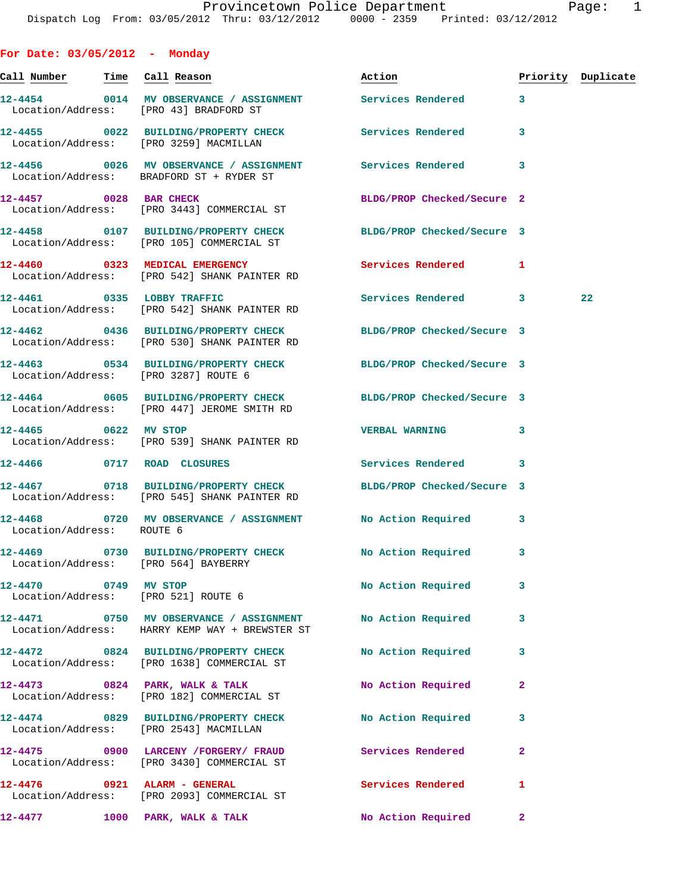Provincetown Police Department
Dispatch Log From: 03/05/2012 Thru: 03/12/2012 0000 - 2359 Printed: 03/12/2012

## For Date: 03/05/2012 - Monday

| Call Number | Time | Call Reason | Action | Priority | Duplicate |
|---|---|---|---|---|---|
| 12-4454 | 0014 | MV OBSERVANCE / ASSIGNMENT | Services Rendered | 3 | |
| Location/Address: | | [PRO 43] BRADFORD ST | | | |
| 12-4455 | 0022 | BUILDING/PROPERTY CHECK | Services Rendered | 3 | |
| Location/Address: | | [PRO 3259] MACMILLAN | | | |
| 12-4456 | 0026 | MV OBSERVANCE / ASSIGNMENT | Services Rendered | 3 | |
| Location/Address: | | BRADFORD ST + RYDER ST | | | |
| 12-4457 | 0028 | BAR CHECK | BLDG/PROP Checked/Secure | 2 | |
| Location/Address: | | [PRO 3443] COMMERCIAL ST | | | |
| 12-4458 | 0107 | BUILDING/PROPERTY CHECK | BLDG/PROP Checked/Secure | 3 | |
| Location/Address: | | [PRO 105] COMMERCIAL ST | | | |
| 12-4460 | 0323 | MEDICAL EMERGENCY | Services Rendered | 1 | |
| Location/Address: | | [PRO 542] SHANK PAINTER RD | | | |
| 12-4461 | 0335 | LOBBY TRAFFIC | Services Rendered | 3 | 22 |
| Location/Address: | | [PRO 542] SHANK PAINTER RD | | | |
| 12-4462 | 0436 | BUILDING/PROPERTY CHECK | BLDG/PROP Checked/Secure | 3 | |
| Location/Address: | | [PRO 530] SHANK PAINTER RD | | | |
| 12-4463 | 0534 | BUILDING/PROPERTY CHECK | BLDG/PROP Checked/Secure | 3 | |
| Location/Address: | | [PRO 3287] ROUTE 6 | | | |
| 12-4464 | 0605 | BUILDING/PROPERTY CHECK | BLDG/PROP Checked/Secure | 3 | |
| Location/Address: | | [PRO 447] JEROME SMITH RD | | | |
| 12-4465 | 0622 | MV STOP | VERBAL WARNING | 3 | |
| Location/Address: | | [PRO 539] SHANK PAINTER RD | | | |
| 12-4466 | 0717 | ROAD CLOSURES | Services Rendered | 3 | |
| 12-4467 | 0718 | BUILDING/PROPERTY CHECK | BLDG/PROP Checked/Secure | 3 | |
| Location/Address: | | [PRO 545] SHANK PAINTER RD | | | |
| 12-4468 | 0720 | MV OBSERVANCE / ASSIGNMENT | No Action Required | 3 | |
| Location/Address: | | ROUTE 6 | | | |
| 12-4469 | 0730 | BUILDING/PROPERTY CHECK | No Action Required | 3 | |
| Location/Address: | | [PRO 564] BAYBERRY | | | |
| 12-4470 | 0749 | MV STOP | No Action Required | 3 | |
| Location/Address: | | [PRO 521] ROUTE 6 | | | |
| 12-4471 | 0750 | MV OBSERVANCE / ASSIGNMENT | No Action Required | 3 | |
| Location/Address: | | HARRY KEMP WAY + BREWSTER ST | | | |
| 12-4472 | 0824 | BUILDING/PROPERTY CHECK | No Action Required | 3 | |
| Location/Address: | | [PRO 1638] COMMERCIAL ST | | | |
| 12-4473 | 0824 | PARK, WALK & TALK | No Action Required | 2 | |
| Location/Address: | | [PRO 182] COMMERCIAL ST | | | |
| 12-4474 | 0829 | BUILDING/PROPERTY CHECK | No Action Required | 3 | |
| Location/Address: | | [PRO 2543] MACMILLAN | | | |
| 12-4475 | 0900 | LARCENY /FORGERY/ FRAUD | Services Rendered | 2 | |
| Location/Address: | | [PRO 3430] COMMERCIAL ST | | | |
| 12-4476 | 0921 | ALARM - GENERAL | Services Rendered | 1 | |
| Location/Address: | | [PRO 2093] COMMERCIAL ST | | | |
| 12-4477 | 1000 | PARK, WALK & TALK | No Action Required | 2 | |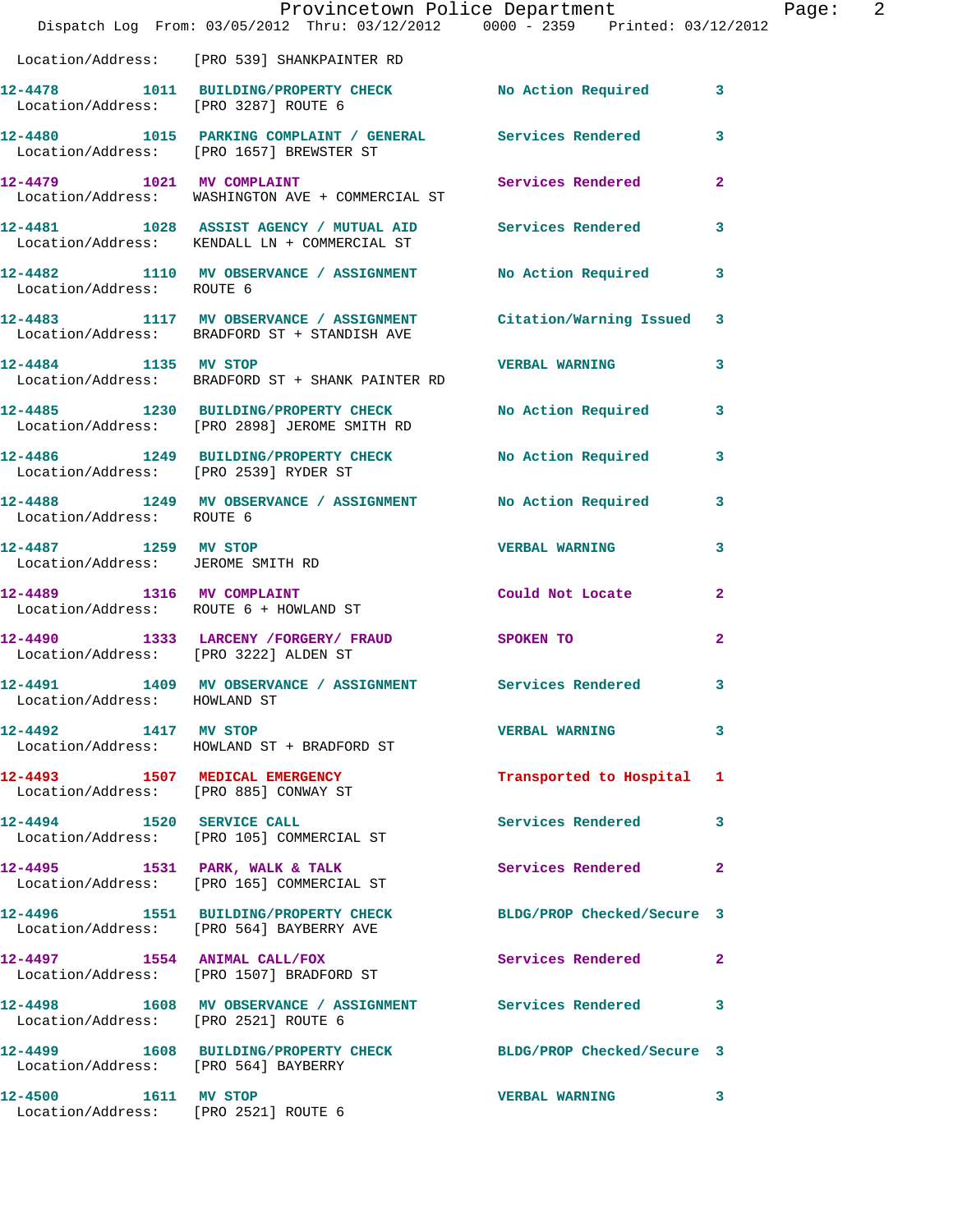Location/Address: [PRO 539] SHANKPAINTER RD

| Call # | Time | Call Type | Disposition | Priority |
|---|---|---|---|---|
| 12-4478 | 1011 | BUILDING/PROPERTY CHECK | No Action Required | 3 |
| | | Location/Address: [PRO 3287] ROUTE 6 | | |
| 12-4480 | 1015 | PARKING COMPLAINT / GENERAL | Services Rendered | 3 |
| | | Location/Address: [PRO 1657] BREWSTER ST | | |
| 12-4479 | 1021 | MV COMPLAINT | Services Rendered | 2 |
| | | Location/Address: WASHINGTON AVE + COMMERCIAL ST | | |
| 12-4481 | 1028 | ASSIST AGENCY / MUTUAL AID | Services Rendered | 3 |
| | | Location/Address: KENDALL LN + COMMERCIAL ST | | |
| 12-4482 | 1110 | MV OBSERVANCE / ASSIGNMENT | No Action Required | 3 |
| | | Location/Address: ROUTE 6 | | |
| 12-4483 | 1117 | MV OBSERVANCE / ASSIGNMENT | Citation/Warning Issued | 3 |
| | | Location/Address: BRADFORD ST + STANDISH AVE | | |
| 12-4484 | 1135 | MV STOP | VERBAL WARNING | 3 |
| | | Location/Address: BRADFORD ST + SHANK PAINTER RD | | |
| 12-4485 | 1230 | BUILDING/PROPERTY CHECK | No Action Required | 3 |
| | | Location/Address: [PRO 2898] JEROME SMITH RD | | |
| 12-4486 | 1249 | BUILDING/PROPERTY CHECK | No Action Required | 3 |
| | | Location/Address: [PRO 2539] RYDER ST | | |
| 12-4488 | 1249 | MV OBSERVANCE / ASSIGNMENT | No Action Required | 3 |
| | | Location/Address: ROUTE 6 | | |
| 12-4487 | 1259 | MV STOP | VERBAL WARNING | 3 |
| | | Location/Address: JEROME SMITH RD | | |
| 12-4489 | 1316 | MV COMPLAINT | Could Not Locate | 2 |
| | | Location/Address: ROUTE 6 + HOWLAND ST | | |
| 12-4490 | 1333 | LARCENY /FORGERY/ FRAUD | SPOKEN TO | 2 |
| | | Location/Address: [PRO 3222] ALDEN ST | | |
| 12-4491 | 1409 | MV OBSERVANCE / ASSIGNMENT | Services Rendered | 3 |
| | | Location/Address: HOWLAND ST | | |
| 12-4492 | 1417 | MV STOP | VERBAL WARNING | 3 |
| | | Location/Address: HOWLAND ST + BRADFORD ST | | |
| 12-4493 | 1507 | MEDICAL EMERGENCY | Transported to Hospital | 1 |
| | | Location/Address: [PRO 885] CONWAY ST | | |
| 12-4494 | 1520 | SERVICE CALL | Services Rendered | 3 |
| | | Location/Address: [PRO 105] COMMERCIAL ST | | |
| 12-4495 | 1531 | PARK, WALK & TALK | Services Rendered | 2 |
| | | Location/Address: [PRO 165] COMMERCIAL ST | | |
| 12-4496 | 1551 | BUILDING/PROPERTY CHECK | BLDG/PROP Checked/Secure | 3 |
| | | Location/Address: [PRO 564] BAYBERRY AVE | | |
| 12-4497 | 1554 | ANIMAL CALL/FOX | Services Rendered | 2 |
| | | Location/Address: [PRO 1507] BRADFORD ST | | |
| 12-4498 | 1608 | MV OBSERVANCE / ASSIGNMENT | Services Rendered | 3 |
| | | Location/Address: [PRO 2521] ROUTE 6 | | |
| 12-4499 | 1608 | BUILDING/PROPERTY CHECK | BLDG/PROP Checked/Secure | 3 |
| | | Location/Address: [PRO 564] BAYBERRY | | |
| 12-4500 | 1611 | MV STOP | VERBAL WARNING | 3 |
| | | Location/Address: [PRO 2521] ROUTE 6 | | |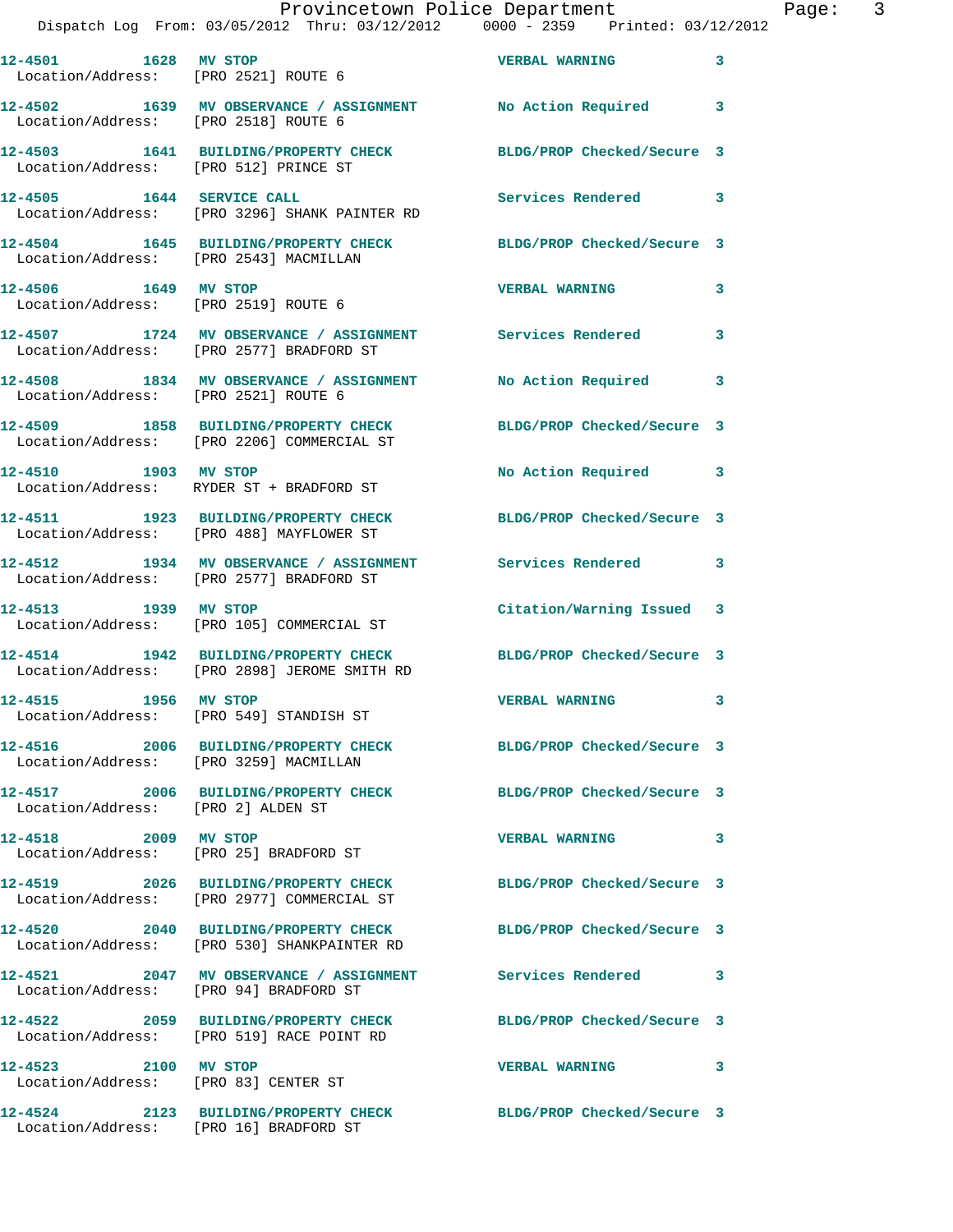| Call Number | Time | Call Type | Disposition | Priority |
|---|---|---|---|---|
| 12-4501 | 1628 | MV STOP | VERBAL WARNING | 3 |
| Location/Address: [PRO 2521] ROUTE 6 | | | | |
| 12-4502 | 1639 | MV OBSERVANCE / ASSIGNMENT | No Action Required | 3 |
| Location/Address: [PRO 2518] ROUTE 6 | | | | |
| 12-4503 | 1641 | BUILDING/PROPERTY CHECK | BLDG/PROP Checked/Secure | 3 |
| Location/Address: [PRO 512] PRINCE ST | | | | |
| 12-4505 | 1644 | SERVICE CALL | Services Rendered | 3 |
| Location/Address: [PRO 3296] SHANK PAINTER RD | | | | |
| 12-4504 | 1645 | BUILDING/PROPERTY CHECK | BLDG/PROP Checked/Secure | 3 |
| Location/Address: [PRO 2543] MACMILLAN | | | | |
| 12-4506 | 1649 | MV STOP | VERBAL WARNING | 3 |
| Location/Address: [PRO 2519] ROUTE 6 | | | | |
| 12-4507 | 1724 | MV OBSERVANCE / ASSIGNMENT | Services Rendered | 3 |
| Location/Address: [PRO 2577] BRADFORD ST | | | | |
| 12-4508 | 1834 | MV OBSERVANCE / ASSIGNMENT | No Action Required | 3 |
| Location/Address: [PRO 2521] ROUTE 6 | | | | |
| 12-4509 | 1858 | BUILDING/PROPERTY CHECK | BLDG/PROP Checked/Secure | 3 |
| Location/Address: [PRO 2206] COMMERCIAL ST | | | | |
| 12-4510 | 1903 | MV STOP | No Action Required | 3 |
| Location/Address: RYDER ST + BRADFORD ST | | | | |
| 12-4511 | 1923 | BUILDING/PROPERTY CHECK | BLDG/PROP Checked/Secure | 3 |
| Location/Address: [PRO 488] MAYFLOWER ST | | | | |
| 12-4512 | 1934 | MV OBSERVANCE / ASSIGNMENT | Services Rendered | 3 |
| Location/Address: [PRO 2577] BRADFORD ST | | | | |
| 12-4513 | 1939 | MV STOP | Citation/Warning Issued | 3 |
| Location/Address: [PRO 105] COMMERCIAL ST | | | | |
| 12-4514 | 1942 | BUILDING/PROPERTY CHECK | BLDG/PROP Checked/Secure | 3 |
| Location/Address: [PRO 2898] JEROME SMITH RD | | | | |
| 12-4515 | 1956 | MV STOP | VERBAL WARNING | 3 |
| Location/Address: [PRO 549] STANDISH ST | | | | |
| 12-4516 | 2006 | BUILDING/PROPERTY CHECK | BLDG/PROP Checked/Secure | 3 |
| Location/Address: [PRO 3259] MACMILLAN | | | | |
| 12-4517 | 2006 | BUILDING/PROPERTY CHECK | BLDG/PROP Checked/Secure | 3 |
| Location/Address: [PRO 2] ALDEN ST | | | | |
| 12-4518 | 2009 | MV STOP | VERBAL WARNING | 3 |
| Location/Address: [PRO 25] BRADFORD ST | | | | |
| 12-4519 | 2026 | BUILDING/PROPERTY CHECK | BLDG/PROP Checked/Secure | 3 |
| Location/Address: [PRO 2977] COMMERCIAL ST | | | | |
| 12-4520 | 2040 | BUILDING/PROPERTY CHECK | BLDG/PROP Checked/Secure | 3 |
| Location/Address: [PRO 530] SHANKPAINTER RD | | | | |
| 12-4521 | 2047 | MV OBSERVANCE / ASSIGNMENT | Services Rendered | 3 |
| Location/Address: [PRO 94] BRADFORD ST | | | | |
| 12-4522 | 2059 | BUILDING/PROPERTY CHECK | BLDG/PROP Checked/Secure | 3 |
| Location/Address: [PRO 519] RACE POINT RD | | | | |
| 12-4523 | 2100 | MV STOP | VERBAL WARNING | 3 |
| Location/Address: [PRO 83] CENTER ST | | | | |
| 12-4524 | 2123 | BUILDING/PROPERTY CHECK | BLDG/PROP Checked/Secure | 3 |
| Location/Address: [PRO 16] BRADFORD ST | | | | |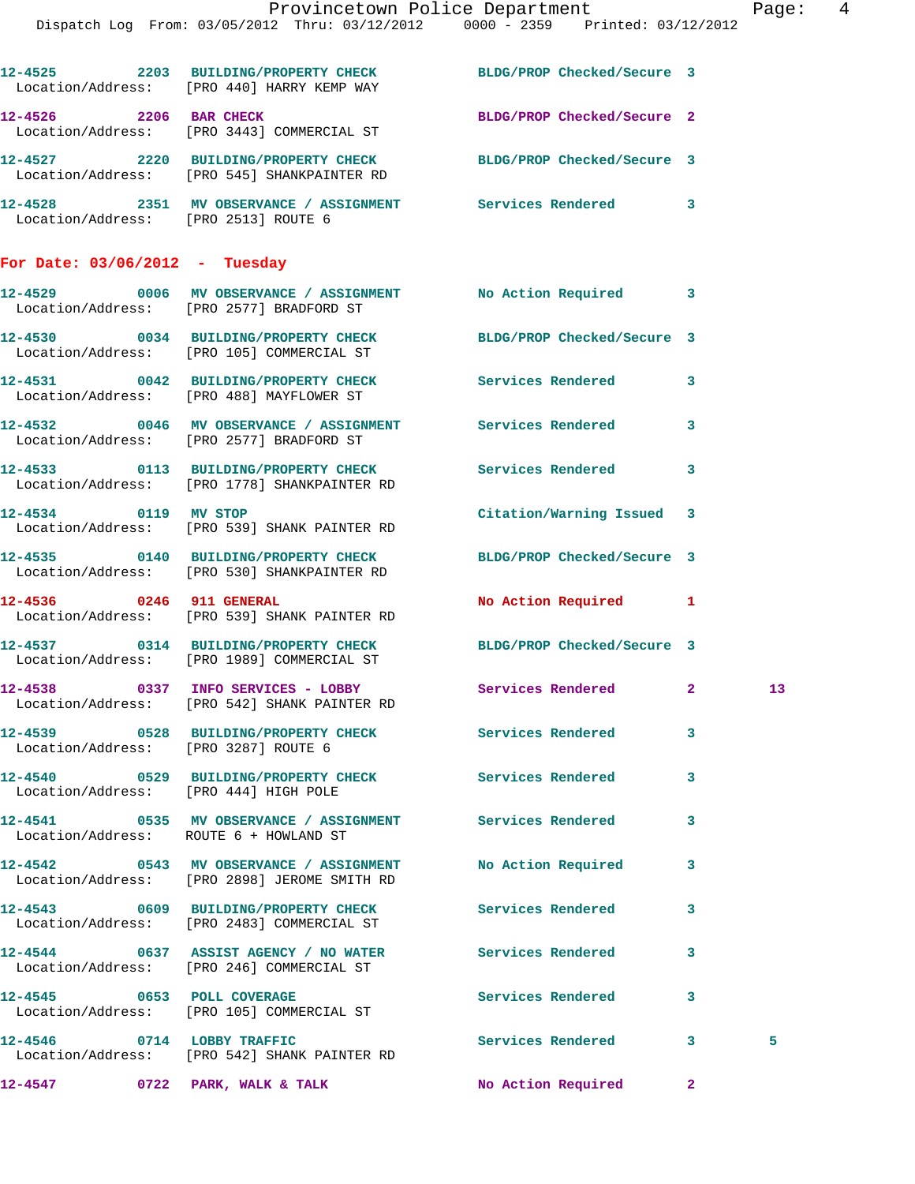12-4525 2203 BUILDING/PROPERTY CHECK BLDG/PROP Checked/Secure 3
Location/Address: [PRO 440] HARRY KEMP WAY

12-4526 2206 BAR CHECK BLDG/PROP Checked/Secure 2
Location/Address: [PRO 3443] COMMERCIAL ST

12-4527 2220 BUILDING/PROPERTY CHECK BLDG/PROP Checked/Secure 3
Location/Address: [PRO 545] SHANKPAINTER RD

12-4528 2351 MV OBSERVANCE / ASSIGNMENT Services Rendered 3
Location/Address: [PRO 2513] ROUTE 6

## For Date: 03/06/2012 - Tuesday

12-4529 0006 MV OBSERVANCE / ASSIGNMENT No Action Required 3
Location/Address: [PRO 2577] BRADFORD ST

12-4530 0034 BUILDING/PROPERTY CHECK BLDG/PROP Checked/Secure 3
Location/Address: [PRO 105] COMMERCIAL ST

12-4531 0042 BUILDING/PROPERTY CHECK Services Rendered 3
Location/Address: [PRO 488] MAYFLOWER ST

12-4532 0046 MV OBSERVANCE / ASSIGNMENT Services Rendered 3
Location/Address: [PRO 2577] BRADFORD ST

12-4533 0113 BUILDING/PROPERTY CHECK Services Rendered 3
Location/Address: [PRO 1778] SHANKPAINTER RD

12-4534 0119 MV STOP Citation/Warning Issued 3
Location/Address: [PRO 539] SHANK PAINTER RD

12-4535 0140 BUILDING/PROPERTY CHECK BLDG/PROP Checked/Secure 3
Location/Address: [PRO 530] SHANKPAINTER RD

12-4536 0246 911 GENERAL No Action Required 1
Location/Address: [PRO 539] SHANK PAINTER RD

12-4537 0314 BUILDING/PROPERTY CHECK BLDG/PROP Checked/Secure 3
Location/Address: [PRO 1989] COMMERCIAL ST

12-4538 0337 INFO SERVICES - LOBBY Services Rendered 2 13
Location/Address: [PRO 542] SHANK PAINTER RD

12-4539 0528 BUILDING/PROPERTY CHECK Services Rendered 3
Location/Address: [PRO 3287] ROUTE 6

12-4540 0529 BUILDING/PROPERTY CHECK Services Rendered 3
Location/Address: [PRO 444] HIGH POLE

12-4541 0535 MV OBSERVANCE / ASSIGNMENT Services Rendered 3
Location/Address: ROUTE 6 + HOWLAND ST

12-4542 0543 MV OBSERVANCE / ASSIGNMENT No Action Required 3
Location/Address: [PRO 2898] JEROME SMITH RD

12-4543 0609 BUILDING/PROPERTY CHECK Services Rendered 3
Location/Address: [PRO 2483] COMMERCIAL ST

12-4544 0637 ASSIST AGENCY / NO WATER Services Rendered 3
Location/Address: [PRO 246] COMMERCIAL ST

12-4545 0653 POLL COVERAGE Services Rendered 3
Location/Address: [PRO 105] COMMERCIAL ST

12-4546 0714 LOBBY TRAFFIC Services Rendered 3 5
Location/Address: [PRO 542] SHANK PAINTER RD

12-4547 0722 PARK, WALK & TALK No Action Required 2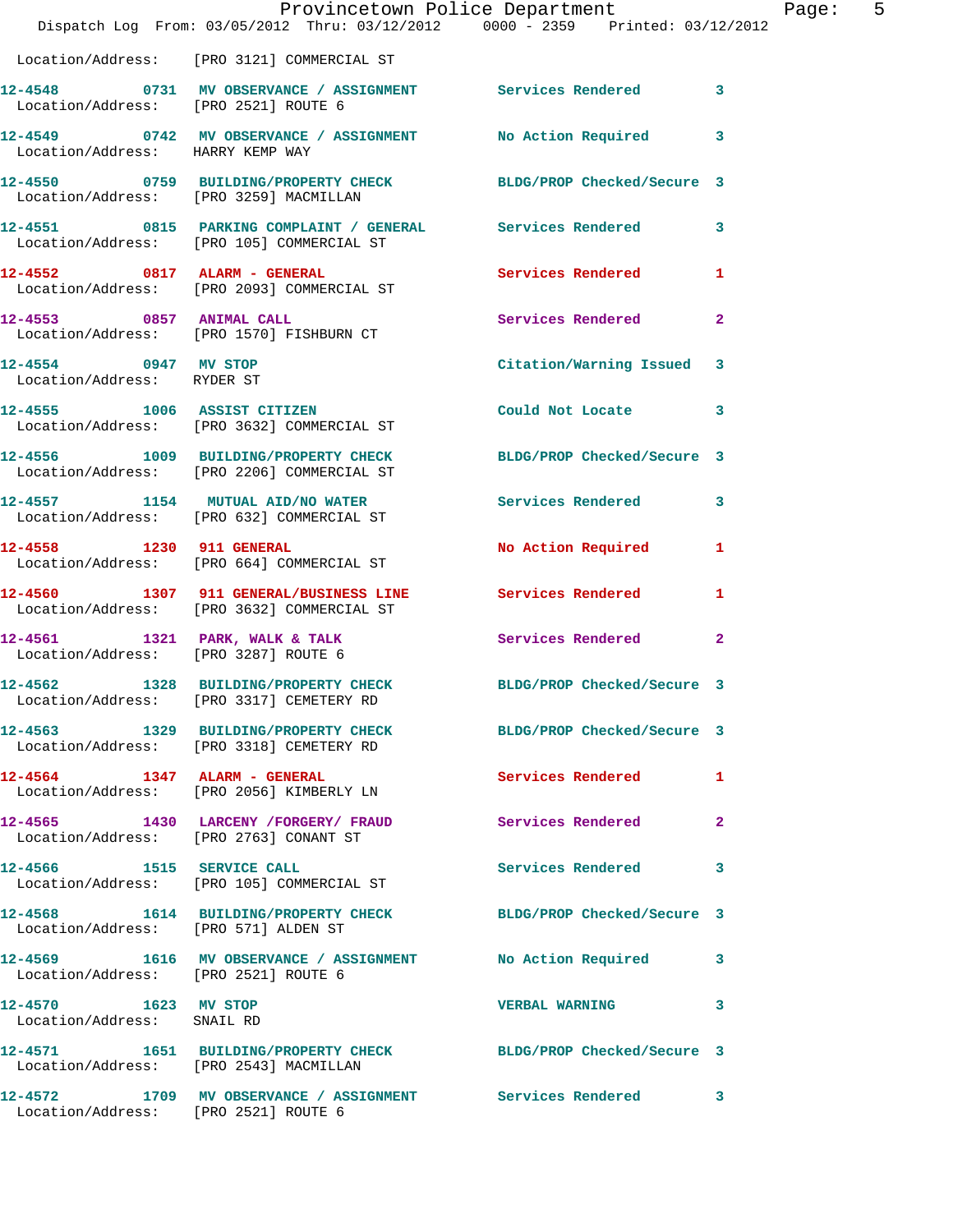Location/Address: [PRO 3121] COMMERCIAL ST

| Call # | Time | Call Reason | Action | Priority |
|---|---|---|---|---|
| **12-4548** | **0731** | **MV OBSERVANCE / ASSIGNMENT** | Services Rendered | 3 |
| Location/Address: | | [PRO 2521] ROUTE 6 | | |
| **12-4549** | **0742** | **MV OBSERVANCE / ASSIGNMENT** | No Action Required | 3 |
| Location/Address: | | HARRY KEMP WAY | | |
| **12-4550** | **0759** | **BUILDING/PROPERTY CHECK** | BLDG/PROP Checked/Secure | 3 |
| Location/Address: | | [PRO 3259] MACMILLAN | | |
| **12-4551** | **0815** | **PARKING COMPLAINT / GENERAL** | Services Rendered | 3 |
| Location/Address: | | [PRO 105] COMMERCIAL ST | | |
| **12-4552** | **0817** | **ALARM - GENERAL** | Services Rendered | 1 |
| Location/Address: | | [PRO 2093] COMMERCIAL ST | | |
| **12-4553** | **0857** | **ANIMAL CALL** | Services Rendered | 2 |
| Location/Address: | | [PRO 1570] FISHBURN CT | | |
| **12-4554** | **0947** | **MV STOP** | Citation/Warning Issued | 3 |
| Location/Address: | | RYDER ST | | |
| **12-4555** | **1006** | **ASSIST CITIZEN** | Could Not Locate | 3 |
| Location/Address: | | [PRO 3632] COMMERCIAL ST | | |
| **12-4556** | **1009** | **BUILDING/PROPERTY CHECK** | BLDG/PROP Checked/Secure | 3 |
| Location/Address: | | [PRO 2206] COMMERCIAL ST | | |
| **12-4557** | **1154** | **MUTUAL AID/NO WATER** | Services Rendered | 3 |
| Location/Address: | | [PRO 632] COMMERCIAL ST | | |
| **12-4558** | **1230** | **911 GENERAL** | No Action Required | 1 |
| Location/Address: | | [PRO 664] COMMERCIAL ST | | |
| **12-4560** | **1307** | **911 GENERAL/BUSINESS LINE** | Services Rendered | 1 |
| Location/Address: | | [PRO 3632] COMMERCIAL ST | | |
| **12-4561** | **1321** | **PARK, WALK & TALK** | Services Rendered | 2 |
| Location/Address: | | [PRO 3287] ROUTE 6 | | |
| **12-4562** | **1328** | **BUILDING/PROPERTY CHECK** | BLDG/PROP Checked/Secure | 3 |
| Location/Address: | | [PRO 3317] CEMETERY RD | | |
| **12-4563** | **1329** | **BUILDING/PROPERTY CHECK** | BLDG/PROP Checked/Secure | 3 |
| Location/Address: | | [PRO 3318] CEMETERY RD | | |
| **12-4564** | **1347** | **ALARM - GENERAL** | Services Rendered | 1 |
| Location/Address: | | [PRO 2056] KIMBERLY LN | | |
| **12-4565** | **1430** | **LARCENY /FORGERY/ FRAUD** | Services Rendered | 2 |
| Location/Address: | | [PRO 2763] CONANT ST | | |
| **12-4566** | **1515** | **SERVICE CALL** | Services Rendered | 3 |
| Location/Address: | | [PRO 105] COMMERCIAL ST | | |
| **12-4568** | **1614** | **BUILDING/PROPERTY CHECK** | BLDG/PROP Checked/Secure | 3 |
| Location/Address: | | [PRO 571] ALDEN ST | | |
| **12-4569** | **1616** | **MV OBSERVANCE / ASSIGNMENT** | No Action Required | 3 |
| Location/Address: | | [PRO 2521] ROUTE 6 | | |
| **12-4570** | **1623** | **MV STOP** | VERBAL WARNING | 3 |
| Location/Address: | | SNAIL RD | | |
| **12-4571** | **1651** | **BUILDING/PROPERTY CHECK** | BLDG/PROP Checked/Secure | 3 |
| Location/Address: | | [PRO 2543] MACMILLAN | | |
| **12-4572** | **1709** | **MV OBSERVANCE / ASSIGNMENT** | Services Rendered | 3 |
| Location/Address: | | [PRO 2521] ROUTE 6 | | |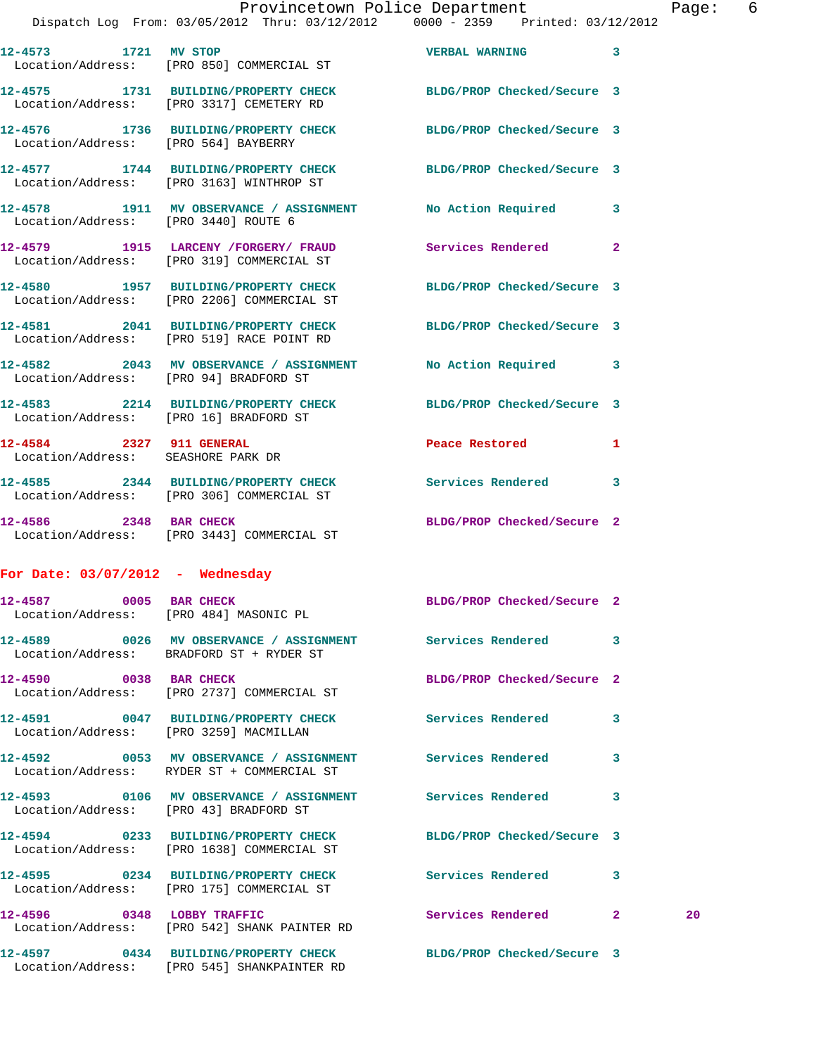12-4573 1721 MV STOP VERBAL WARNING 3
Location/Address: [PRO 850] COMMERCIAL ST

12-4575 1731 BUILDING/PROPERTY CHECK BLDG/PROP Checked/Secure 3
Location/Address: [PRO 3317] CEMETERY RD

12-4576 1736 BUILDING/PROPERTY CHECK BLDG/PROP Checked/Secure 3
Location/Address: [PRO 564] BAYBERRY

12-4577 1744 BUILDING/PROPERTY CHECK BLDG/PROP Checked/Secure 3
Location/Address: [PRO 3163] WINTHROP ST

12-4578 1911 MV OBSERVANCE / ASSIGNMENT No Action Required 3
Location/Address: [PRO 3440] ROUTE 6

12-4579 1915 LARCENY /FORGERY/ FRAUD Services Rendered 2
Location/Address: [PRO 319] COMMERCIAL ST

12-4580 1957 BUILDING/PROPERTY CHECK BLDG/PROP Checked/Secure 3
Location/Address: [PRO 2206] COMMERCIAL ST

12-4581 2041 BUILDING/PROPERTY CHECK BLDG/PROP Checked/Secure 3
Location/Address: [PRO 519] RACE POINT RD

12-4582 2043 MV OBSERVANCE / ASSIGNMENT No Action Required 3
Location/Address: [PRO 94] BRADFORD ST

12-4583 2214 BUILDING/PROPERTY CHECK BLDG/PROP Checked/Secure 3
Location/Address: [PRO 16] BRADFORD ST

12-4584 2327 911 GENERAL Peace Restored 1
Location/Address: SEASHORE PARK DR

12-4585 2344 BUILDING/PROPERTY CHECK Services Rendered 3
Location/Address: [PRO 306] COMMERCIAL ST

12-4586 2348 BAR CHECK BLDG/PROP Checked/Secure 2
Location/Address: [PRO 3443] COMMERCIAL ST

**For Date: 03/07/2012 - Wednesday**

12-4587 0005 BAR CHECK BLDG/PROP Checked/Secure 2
Location/Address: [PRO 484] MASONIC PL

12-4589 0026 MV OBSERVANCE / ASSIGNMENT Services Rendered 3
Location/Address: BRADFORD ST + RYDER ST

12-4590 0038 BAR CHECK BLDG/PROP Checked/Secure 2
Location/Address: [PRO 2737] COMMERCIAL ST

12-4591 0047 BUILDING/PROPERTY CHECK Services Rendered 3
Location/Address: [PRO 3259] MACMILLAN

12-4592 0053 MV OBSERVANCE / ASSIGNMENT Services Rendered 3
Location/Address: RYDER ST + COMMERCIAL ST

12-4593 0106 MV OBSERVANCE / ASSIGNMENT Services Rendered 3
Location/Address: [PRO 43] BRADFORD ST

12-4594 0233 BUILDING/PROPERTY CHECK BLDG/PROP Checked/Secure 3
Location/Address: [PRO 1638] COMMERCIAL ST

12-4595 0234 BUILDING/PROPERTY CHECK Services Rendered 3
Location/Address: [PRO 175] COMMERCIAL ST

12-4596 0348 LOBBY TRAFFIC Services Rendered 2 20
Location/Address: [PRO 542] SHANK PAINTER RD

12-4597 0434 BUILDING/PROPERTY CHECK BLDG/PROP Checked/Secure 3
Location/Address: [PRO 545] SHANKPAINTER RD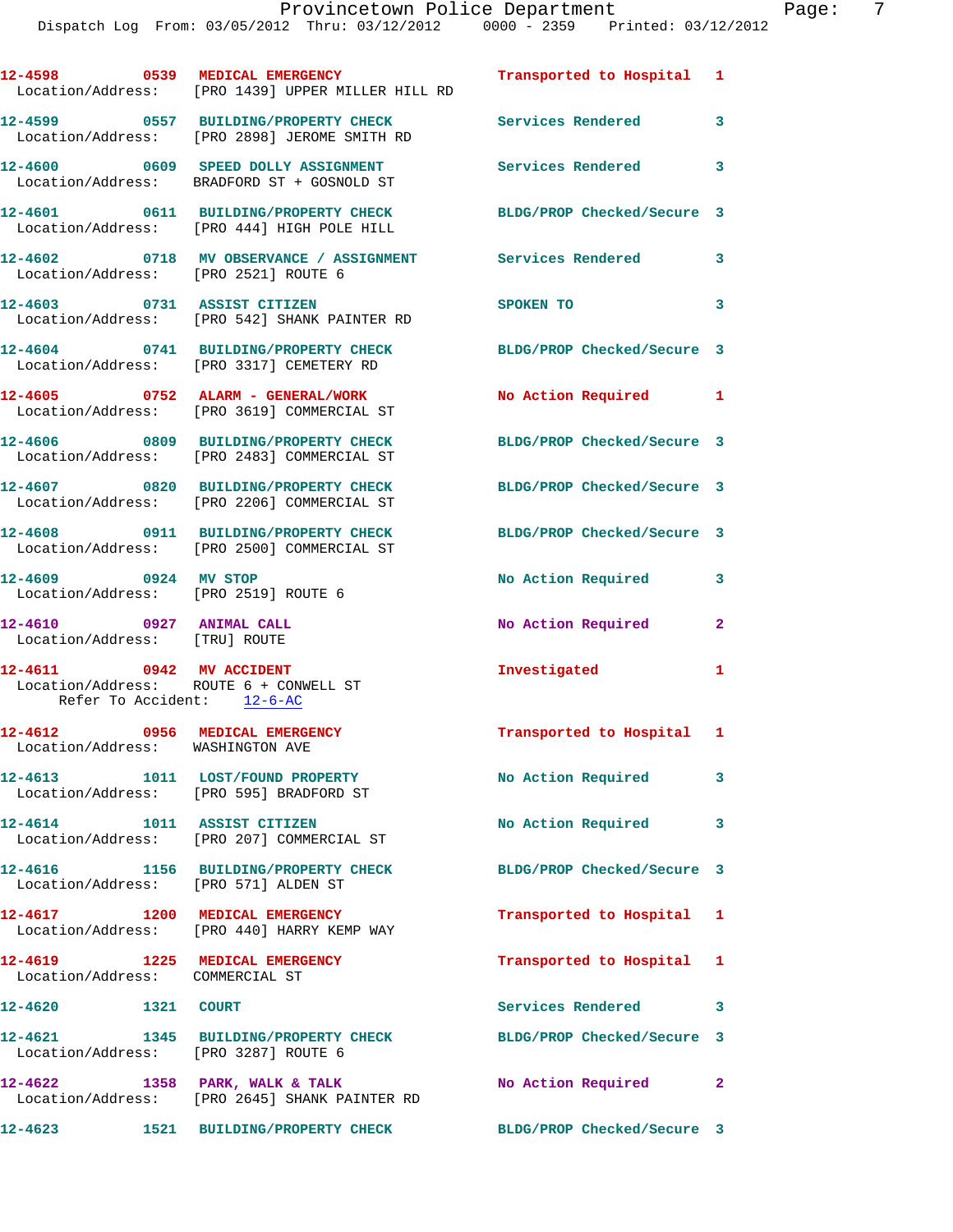12-4598 0539 **MEDICAL EMERGENCY** Transported to Hospital 1
Location/Address: [PRO 1439] UPPER MILLER HILL RD

12-4599 0557 **BUILDING/PROPERTY CHECK** Services Rendered 3
Location/Address: [PRO 2898] JEROME SMITH RD

12-4600 0609 **SPEED DOLLY ASSIGNMENT** Services Rendered 3
Location/Address: BRADFORD ST + GOSNOLD ST

12-4601 0611 **BUILDING/PROPERTY CHECK** BLDG/PROP Checked/Secure 3
Location/Address: [PRO 444] HIGH POLE HILL

12-4602 0718 **MV OBSERVANCE / ASSIGNMENT** Services Rendered 3
Location/Address: [PRO 2521] ROUTE 6

12-4603 0731 **ASSIST CITIZEN** SPOKEN TO 3
Location/Address: [PRO 542] SHANK PAINTER RD

12-4604 0741 **BUILDING/PROPERTY CHECK** BLDG/PROP Checked/Secure 3
Location/Address: [PRO 3317] CEMETERY RD

12-4605 0752 **ALARM - GENERAL/WORK** No Action Required 1
Location/Address: [PRO 3619] COMMERCIAL ST

12-4606 0809 **BUILDING/PROPERTY CHECK** BLDG/PROP Checked/Secure 3
Location/Address: [PRO 2483] COMMERCIAL ST

12-4607 0820 **BUILDING/PROPERTY CHECK** BLDG/PROP Checked/Secure 3
Location/Address: [PRO 2206] COMMERCIAL ST

12-4608 0911 **BUILDING/PROPERTY CHECK** BLDG/PROP Checked/Secure 3
Location/Address: [PRO 2500] COMMERCIAL ST

12-4609 0924 **MV STOP** No Action Required 3
Location/Address: [PRO 2519] ROUTE 6

12-4610 0927 **ANIMAL CALL** No Action Required 2
Location/Address: [TRU] ROUTE

12-4611 0942 **MV ACCIDENT** Investigated 1
Location/Address: ROUTE 6 + CONWELL ST
Refer To Accident: 12-6-AC

12-4612 0956 **MEDICAL EMERGENCY** Transported to Hospital 1
Location/Address: WASHINGTON AVE

12-4613 1011 **LOST/FOUND PROPERTY** No Action Required 3
Location/Address: [PRO 595] BRADFORD ST

12-4614 1011 **ASSIST CITIZEN** No Action Required 3
Location/Address: [PRO 207] COMMERCIAL ST

12-4616 1156 **BUILDING/PROPERTY CHECK** BLDG/PROP Checked/Secure 3
Location/Address: [PRO 571] ALDEN ST

12-4617 1200 **MEDICAL EMERGENCY** Transported to Hospital 1
Location/Address: [PRO 440] HARRY KEMP WAY

12-4619 1225 **MEDICAL EMERGENCY** Transported to Hospital 1
Location/Address: COMMERCIAL ST

12-4620 1321 **COURT** Services Rendered 3

12-4621 1345 **BUILDING/PROPERTY CHECK** BLDG/PROP Checked/Secure 3
Location/Address: [PRO 3287] ROUTE 6

12-4622 1358 **PARK, WALK & TALK** No Action Required 2
Location/Address: [PRO 2645] SHANK PAINTER RD

12-4623 1521 **BUILDING/PROPERTY CHECK** BLDG/PROP Checked/Secure 3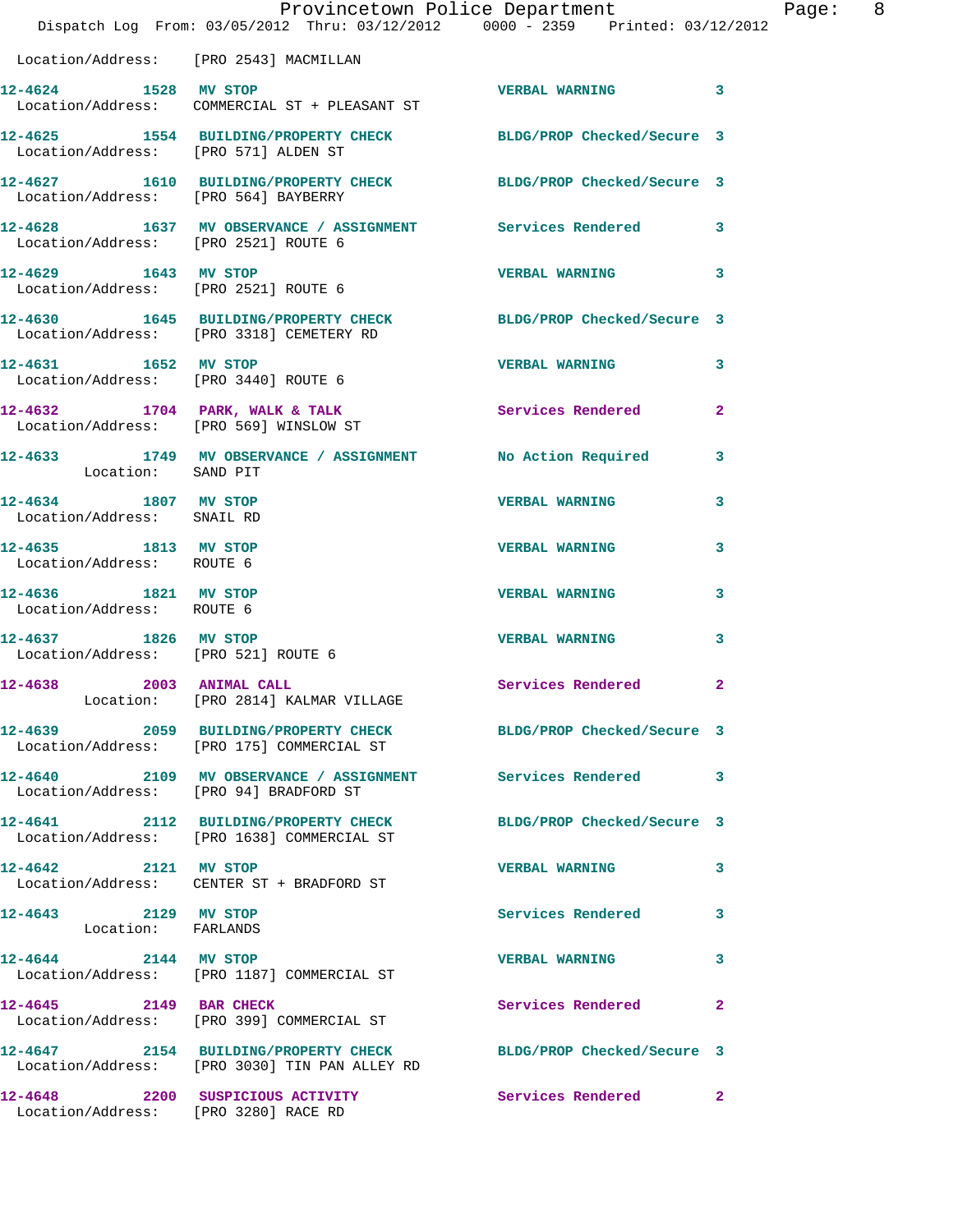Location/Address: [PRO 2543] MACMILLAN

| Call # | Time | Call Reason | Action | Priority |
|---|---|---|---|---|
| **12-4624** | **1528** | **MV STOP** | **VERBAL WARNING** | **3** |
| Location/Address: | | COMMERCIAL ST + PLEASANT ST | | |
| **12-4625** | **1554** | **BUILDING/PROPERTY CHECK** | **BLDG/PROP Checked/Secure** | **3** |
| Location/Address: | | [PRO 571] ALDEN ST | | |
| **12-4627** | **1610** | **BUILDING/PROPERTY CHECK** | **BLDG/PROP Checked/Secure** | **3** |
| Location/Address: | | [PRO 564] BAYBERRY | | |
| **12-4628** | **1637** | **MV OBSERVATION / ASSIGNMENT** | **Services Rendered** | **3** |
| Location/Address: | | [PRO 2521] ROUTE 6 | | |
| **12-4629** | **1643** | **MV STOP** | **VERBAL WARNING** | **3** |
| Location/Address: | | [PRO 2521] ROUTE 6 | | |
| **12-4630** | **1645** | **BUILDING/PROPERTY CHECK** | **BLDG/PROP Checked/Secure** | **3** |
| Location/Address: | | [PRO 3318] CEMETERY RD | | |
| **12-4631** | **1652** | **MV STOP** | **VERBAL WARNING** | **3** |
| Location/Address: | | [PRO 3440] ROUTE 6 | | |
| **12-4632** | **1704** | **PARK, WALK & TALK** | **Services Rendered** | **2** |
| Location/Address: | | [PRO 569] WINSLOW ST | | |
| **12-4633** | **1749** | **MV OBSERVATION / ASSIGNMENT** | **No Action Required** | **3** |
| Location: | | SAND PIT | | |
| **12-4634** | **1807** | **MV STOP** | **VERBAL WARNING** | **3** |
| Location/Address: | | SNAIL RD | | |
| **12-4635** | **1813** | **MV STOP** | **VERBAL WARNING** | **3** |
| Location/Address: | | ROUTE 6 | | |
| **12-4636** | **1821** | **MV STOP** | **VERBAL WARNING** | **3** |
| Location/Address: | | ROUTE 6 | | |
| **12-4637** | **1826** | **MV STOP** | **VERBAL WARNING** | **3** |
| Location/Address: | | [PRO 521] ROUTE 6 | | |
| **12-4638** | **2003** | **ANIMAL CALL** | **Services Rendered** | **2** |
| Location: | | [PRO 2814] KALMAR VILLAGE | | |
| **12-4639** | **2059** | **BUILDING/PROPERTY CHECK** | **BLDG/PROP Checked/Secure** | **3** |
| Location/Address: | | [PRO 175] COMMERCIAL ST | | |
| **12-4640** | **2109** | **MV OBSERVATION / ASSIGNMENT** | **Services Rendered** | **3** |
| Location/Address: | | [PRO 94] BRADFORD ST | | |
| **12-4641** | **2112** | **BUILDING/PROPERTY CHECK** | **BLDG/PROP Checked/Secure** | **3** |
| Location/Address: | | [PRO 1638] COMMERCIAL ST | | |
| **12-4642** | **2121** | **MV STOP** | **VERBAL WARNING** | **3** |
| Location/Address: | | CENTER ST + BRADFORD ST | | |
| **12-4643** | **2129** | **MV STOP** | **Services Rendered** | **3** |
| Location: | | FARLANDS | | |
| **12-4644** | **2144** | **MV STOP** | **VERBAL WARNING** | **3** |
| Location/Address: | | [PRO 1187] COMMERCIAL ST | | |
| **12-4645** | **2149** | **BAR CHECK** | **Services Rendered** | **2** |
| Location/Address: | | [PRO 399] COMMERCIAL ST | | |
| **12-4647** | **2154** | **BUILDING/PROPERTY CHECK** | **BLDG/PROP Checked/Secure** | **3** |
| Location/Address: | | [PRO 3030] TIN PAN ALLEY RD | | |
| **12-4648** | **2200** | **SUSPICIOUS ACTIVITY** | **Services Rendered** | **2** |
| Location/Address: | | [PRO 3280] RACE RD | | |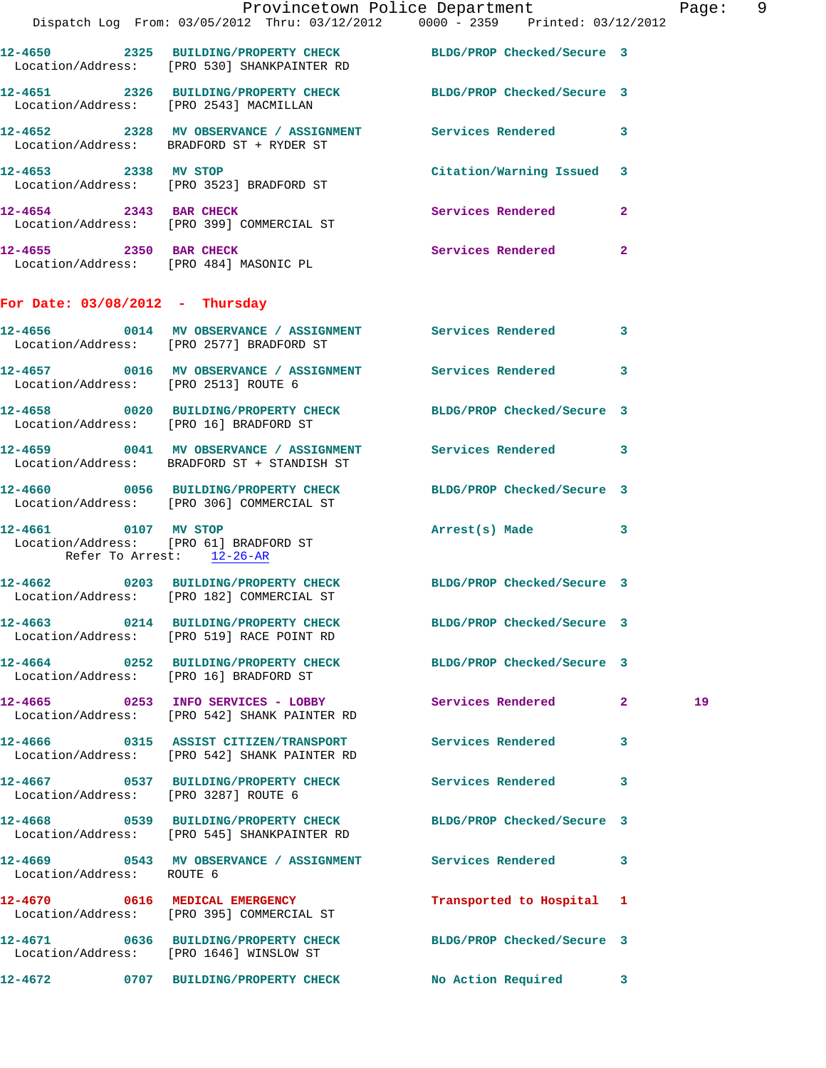12-4650 2325 BUILDING/PROPERTY CHECK BLDG/PROP Checked/Secure 3
Location/Address: [PRO 530] SHANKPAINTER RD

12-4651 2326 BUILDING/PROPERTY CHECK BLDG/PROP Checked/Secure 3
Location/Address: [PRO 2543] MACMILLAN

12-4652 2328 MV OBSERVANCE / ASSIGNMENT Services Rendered 3
Location/Address: BRADFORD ST + RYDER ST

12-4653 2338 MV STOP Citation/Warning Issued 3
Location/Address: [PRO 3523] BRADFORD ST

12-4654 2343 BAR CHECK Services Rendered 2
Location/Address: [PRO 399] COMMERCIAL ST

12-4655 2350 BAR CHECK Services Rendered 2
Location/Address: [PRO 484] MASONIC PL

**For Date: 03/08/2012 - Thursday**

12-4656 0014 MV OBSERVANCE / ASSIGNMENT Services Rendered 3
Location/Address: [PRO 2577] BRADFORD ST

12-4657 0016 MV OBSERVANCE / ASSIGNMENT Services Rendered 3
Location/Address: [PRO 2513] ROUTE 6

12-4658 0020 BUILDING/PROPERTY CHECK BLDG/PROP Checked/Secure 3
Location/Address: [PRO 16] BRADFORD ST

12-4659 0041 MV OBSERVANCE / ASSIGNMENT Services Rendered 3
Location/Address: BRADFORD ST + STANDISH ST

12-4660 0056 BUILDING/PROPERTY CHECK BLDG/PROP Checked/Secure 3
Location/Address: [PRO 306] COMMERCIAL ST

12-4661 0107 MV STOP Arrest(s) Made 3
Location/Address: [PRO 61] BRADFORD ST
Refer To Arrest: 12-26-AR

12-4662 0203 BUILDING/PROPERTY CHECK BLDG/PROP Checked/Secure 3
Location/Address: [PRO 182] COMMERCIAL ST

12-4663 0214 BUILDING/PROPERTY CHECK BLDG/PROP Checked/Secure 3
Location/Address: [PRO 519] RACE POINT RD

12-4664 0252 BUILDING/PROPERTY CHECK BLDG/PROP Checked/Secure 3
Location/Address: [PRO 16] BRADFORD ST

12-4665 0253 INFO SERVICES - LOBBY Services Rendered 2 19
Location/Address: [PRO 542] SHANK PAINTER RD

12-4666 0315 ASSIST CITIZEN/TRANSPORT Services Rendered 3
Location/Address: [PRO 542] SHANK PAINTER RD

12-4667 0537 BUILDING/PROPERTY CHECK Services Rendered 3
Location/Address: [PRO 3287] ROUTE 6

12-4668 0539 BUILDING/PROPERTY CHECK BLDG/PROP Checked/Secure 3
Location/Address: [PRO 545] SHANKPAINTER RD

12-4669 0543 MV OBSERVANCE / ASSIGNMENT Services Rendered 3
Location/Address: ROUTE 6

12-4670 0616 MEDICAL EMERGENCY Transported to Hospital 1
Location/Address: [PRO 395] COMMERCIAL ST

12-4671 0636 BUILDING/PROPERTY CHECK BLDG/PROP Checked/Secure 3
Location/Address: [PRO 1646] WINSLOW ST

12-4672 0707 BUILDING/PROPERTY CHECK No Action Required 3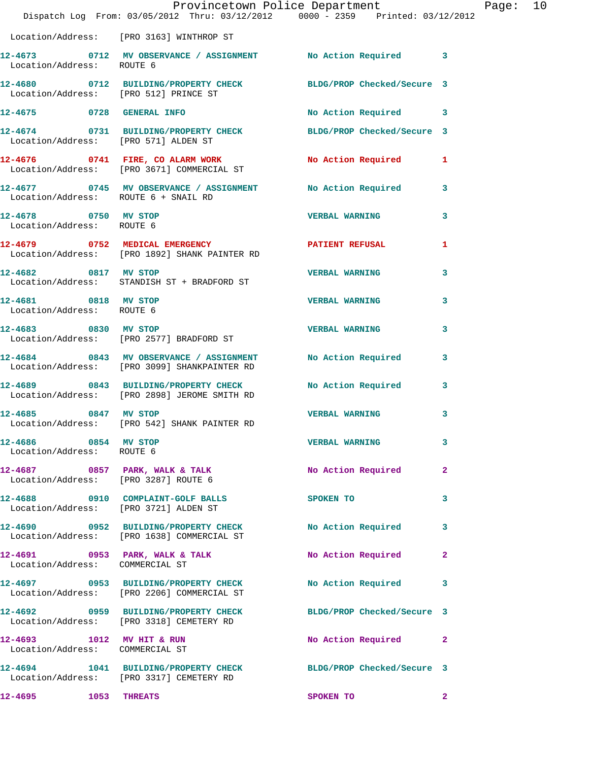Location/Address: [PRO 3163] WINTHROP ST

**12-4673 0712 MV OBSERVANCE / ASSIGNMENT** No Action Required 3
Location/Address: ROUTE 6

**12-4680 0712 BUILDING/PROPERTY CHECK** BLDG/PROP Checked/Secure 3
Location/Address: [PRO 512] PRINCE ST

**12-4675 0728 GENERAL INFO** No Action Required 3

**12-4674 0731 BUILDING/PROPERTY CHECK** BLDG/PROP Checked/Secure 3
Location/Address: [PRO 571] ALDEN ST

**12-4676 0741 FIRE, CO ALARM WORK** No Action Required 1
Location/Address: [PRO 3671] COMMERCIAL ST

**12-4677 0745 MV OBSERVANCE / ASSIGNMENT** No Action Required 3
Location/Address: ROUTE 6 + SNAIL RD

**12-4678 0750 MV STOP** VERBAL WARNING 3
Location/Address: ROUTE 6

**12-4679 0752 MEDICAL EMERGENCY** PATIENT REFUSAL 1
Location/Address: [PRO 1892] SHANK PAINTER RD

**12-4682 0817 MV STOP** VERBAL WARNING 3
Location/Address: STANDISH ST + BRADFORD ST

**12-4681 0818 MV STOP** VERBAL WARNING 3
Location/Address: ROUTE 6

**12-4683 0830 MV STOP** VERBAL WARNING 3
Location/Address: [PRO 2577] BRADFORD ST

**12-4684 0843 MV OBSERVANCE / ASSIGNMENT** No Action Required 3
Location/Address: [PRO 3099] SHANKPAINTER RD

**12-4689 0843 BUILDING/PROPERTY CHECK** No Action Required 3
Location/Address: [PRO 2898] JEROME SMITH RD

**12-4685 0847 MV STOP** VERBAL WARNING 3
Location/Address: [PRO 542] SHANK PAINTER RD

**12-4686 0854 MV STOP** VERBAL WARNING 3
Location/Address: ROUTE 6

**12-4687 0857 PARK, WALK & TALK** No Action Required 2
Location/Address: [PRO 3287] ROUTE 6

**12-4688 0910 COMPLAINT-GOLF BALLS** SPOKEN TO 3
Location/Address: [PRO 3721] ALDEN ST

**12-4690 0952 BUILDING/PROPERTY CHECK** No Action Required 3
Location/Address: [PRO 1638] COMMERCIAL ST

**12-4691 0953 PARK, WALK & TALK** No Action Required 2
Location/Address: COMMERCIAL ST

**12-4697 0953 BUILDING/PROPERTY CHECK** No Action Required 3
Location/Address: [PRO 2206] COMMERCIAL ST

**12-4692 0959 BUILDING/PROPERTY CHECK** BLDG/PROP Checked/Secure 3
Location/Address: [PRO 3318] CEMETERY RD

**12-4693 1012 MV HIT & RUN** No Action Required 2
Location/Address: COMMERCIAL ST

**12-4694 1041 BUILDING/PROPERTY CHECK** BLDG/PROP Checked/Secure 3
Location/Address: [PRO 3317] CEMETERY RD

**12-4695 1053 THREATS** SPOKEN TO 2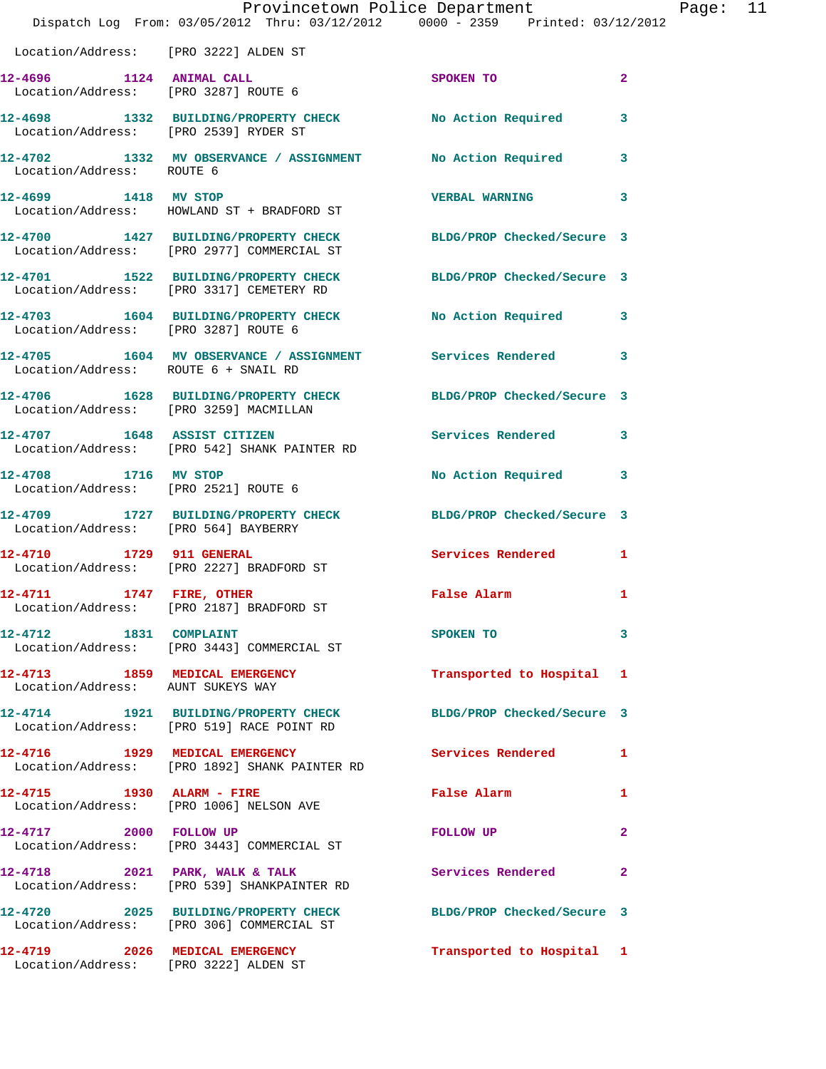Location/Address: [PRO 3222] ALDEN ST

| Call # | Time | Call Reason | Action | Priority |
|---|---|---|---|---|
| 12-4696 | 1124 | ANIMAL CALL | SPOKEN TO | 2 |
| | | Location/Address: [PRO 3287] ROUTE 6 | | |
| 12-4698 | 1332 | BUILDING/PROPERTY CHECK | No Action Required | 3 |
| | | Location/Address: [PRO 2539] RYDER ST | | |
| 12-4702 | 1332 | MV OBSERVANCE / ASSIGNMENT | No Action Required | 3 |
| | | Location/Address: ROUTE 6 | | |
| 12-4699 | 1418 | MV STOP | VERBAL WARNING | 3 |
| | | Location/Address: HOWLAND ST + BRADFORD ST | | |
| 12-4700 | 1427 | BUILDING/PROPERTY CHECK | BLDG/PROP Checked/Secure | 3 |
| | | Location/Address: [PRO 2977] COMMERCIAL ST | | |
| 12-4701 | 1522 | BUILDING/PROPERTY CHECK | BLDG/PROP Checked/Secure | 3 |
| | | Location/Address: [PRO 3317] CEMETERY RD | | |
| 12-4703 | 1604 | BUILDING/PROPERTY CHECK | No Action Required | 3 |
| | | Location/Address: [PRO 3287] ROUTE 6 | | |
| 12-4705 | 1604 | MV OBSERVANCE / ASSIGNMENT | Services Rendered | 3 |
| | | Location/Address: ROUTE 6 + SNAIL RD | | |
| 12-4706 | 1628 | BUILDING/PROPERTY CHECK | BLDG/PROP Checked/Secure | 3 |
| | | Location/Address: [PRO 3259] MACMILLAN | | |
| 12-4707 | 1648 | ASSIST CITIZEN | Services Rendered | 3 |
| | | Location/Address: [PRO 542] SHANK PAINTER RD | | |
| 12-4708 | 1716 | MV STOP | No Action Required | 3 |
| | | Location/Address: [PRO 2521] ROUTE 6 | | |
| 12-4709 | 1727 | BUILDING/PROPERTY CHECK | BLDG/PROP Checked/Secure | 3 |
| | | Location/Address: [PRO 564] BAYBERRY | | |
| 12-4710 | 1729 | 911 GENERAL | Services Rendered | 1 |
| | | Location/Address: [PRO 2227] BRADFORD ST | | |
| 12-4711 | 1747 | FIRE, OTHER | False Alarm | 1 |
| | | Location/Address: [PRO 2187] BRADFORD ST | | |
| 12-4712 | 1831 | COMPLAINT | SPOKEN TO | 3 |
| | | Location/Address: [PRO 3443] COMMERCIAL ST | | |
| 12-4713 | 1859 | MEDICAL EMERGENCY | Transported to Hospital | 1 |
| | | Location/Address: AUNT SUKEYS WAY | | |
| 12-4714 | 1921 | BUILDING/PROPERTY CHECK | BLDG/PROP Checked/Secure | 3 |
| | | Location/Address: [PRO 519] RACE POINT RD | | |
| 12-4716 | 1929 | MEDICAL EMERGENCY | Services Rendered | 1 |
| | | Location/Address: [PRO 1892] SHANK PAINTER RD | | |
| 12-4715 | 1930 | ALARM - FIRE | False Alarm | 1 |
| | | Location/Address: [PRO 1006] NELSON AVE | | |
| 12-4717 | 2000 | FOLLOW UP | FOLLOW UP | 2 |
| | | Location/Address: [PRO 3443] COMMERCIAL ST | | |
| 12-4718 | 2021 | PARK, WALK & TALK | Services Rendered | 2 |
| | | Location/Address: [PRO 539] SHANKPAINTER RD | | |
| 12-4720 | 2025 | BUILDING/PROPERTY CHECK | BLDG/PROP Checked/Secure | 3 |
| | | Location/Address: [PRO 306] COMMERCIAL ST | | |
| 12-4719 | 2026 | MEDICAL EMERGENCY | Transported to Hospital | 1 |
| | | Location/Address: [PRO 3222] ALDEN ST | | |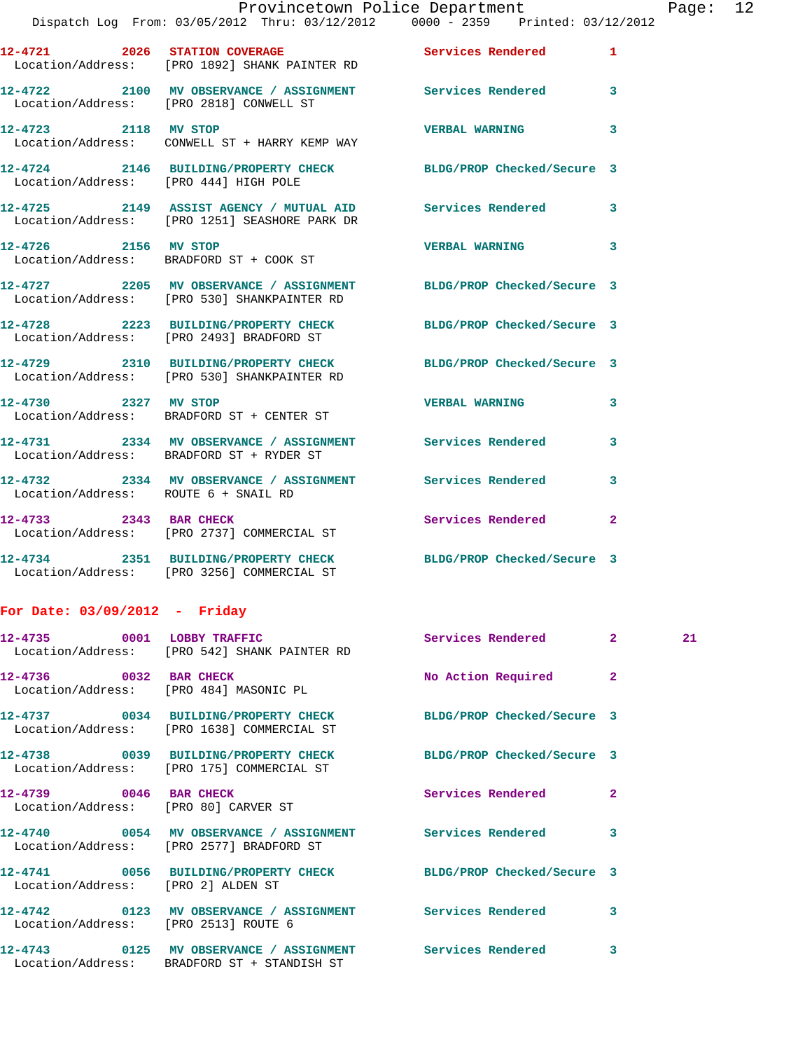12-4721 2026 STATION COVERAGE Services Rendered 1
Location/Address: [PRO 1892] SHANK PAINTER RD

12-4722 2100 MV OBSERVANCE / ASSIGNMENT Services Rendered 3
Location/Address: [PRO 2818] CONWELL ST

12-4723 2118 MV STOP VERBAL WARNING 3
Location/Address: CONWELL ST + HARRY KEMP WAY

12-4724 2146 BUILDING/PROPERTY CHECK BLDG/PROP Checked/Secure 3
Location/Address: [PRO 444] HIGH POLE

12-4725 2149 ASSIST AGENCY / MUTUAL AID Services Rendered 3
Location/Address: [PRO 1251] SEASHORE PARK DR

12-4726 2156 MV STOP VERBAL WARNING 3
Location/Address: BRADFORD ST + COOK ST

12-4727 2205 MV OBSERVANCE / ASSIGNMENT BLDG/PROP Checked/Secure 3
Location/Address: [PRO 530] SHANKPAINTER RD

12-4728 2223 BUILDING/PROPERTY CHECK BLDG/PROP Checked/Secure 3
Location/Address: [PRO 2493] BRADFORD ST

12-4729 2310 BUILDING/PROPERTY CHECK BLDG/PROP Checked/Secure 3
Location/Address: [PRO 530] SHANKPAINTER RD

12-4730 2327 MV STOP VERBAL WARNING 3
Location/Address: BRADFORD ST + CENTER ST

12-4731 2334 MV OBSERVANCE / ASSIGNMENT Services Rendered 3
Location/Address: BRADFORD ST + RYDER ST

12-4732 2334 MV OBSERVANCE / ASSIGNMENT Services Rendered 3
Location/Address: ROUTE 6 + SNAIL RD

12-4733 2343 BAR CHECK Services Rendered 2
Location/Address: [PRO 2737] COMMERCIAL ST

12-4734 2351 BUILDING/PROPERTY CHECK BLDG/PROP Checked/Secure 3
Location/Address: [PRO 3256] COMMERCIAL ST

**For Date: 03/09/2012 - Friday**

12-4735 0001 LOBBY TRAFFIC Services Rendered 2 21
Location/Address: [PRO 542] SHANK PAINTER RD

12-4736 0032 BAR CHECK No Action Required 2
Location/Address: [PRO 484] MASONIC PL

12-4737 0034 BUILDING/PROPERTY CHECK BLDG/PROP Checked/Secure 3
Location/Address: [PRO 1638] COMMERCIAL ST

12-4738 0039 BUILDING/PROPERTY CHECK BLDG/PROP Checked/Secure 3
Location/Address: [PRO 175] COMMERCIAL ST

12-4739 0046 BAR CHECK Services Rendered 2
Location/Address: [PRO 80] CARVER ST

12-4740 0054 MV OBSERVANCE / ASSIGNMENT Services Rendered 3
Location/Address: [PRO 2577] BRADFORD ST

12-4741 0056 BUILDING/PROPERTY CHECK BLDG/PROP Checked/Secure 3
Location/Address: [PRO 2] ALDEN ST

12-4742 0123 MV OBSERVANCE / ASSIGNMENT Services Rendered 3
Location/Address: [PRO 2513] ROUTE 6

12-4743 0125 MV OBSERVANCE / ASSIGNMENT Services Rendered 3
Location/Address: BRADFORD ST + STANDISH ST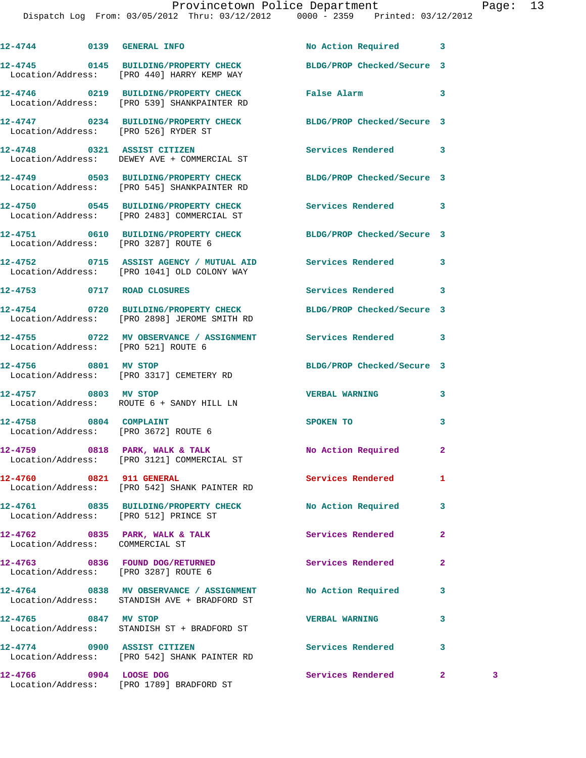12-4744 0139 GENERAL INFO No Action Required 3

12-4745 0145 BUILDING/PROPERTY CHECK BLDG/PROP Checked/Secure 3
Location/Address: [PRO 440] HARRY KEMP WAY

12-4746 0219 BUILDING/PROPERTY CHECK False Alarm 3
Location/Address: [PRO 539] SHANKPAINTER RD

12-4747 0234 BUILDING/PROPERTY CHECK BLDG/PROP Checked/Secure 3
Location/Address: [PRO 526] RYDER ST

12-4748 0321 ASSIST CITIZEN Services Rendered 3
Location/Address: DEWEY AVE + COMMERCIAL ST

12-4749 0503 BUILDING/PROPERTY CHECK BLDG/PROP Checked/Secure 3
Location/Address: [PRO 545] SHANKPAINTER RD

12-4750 0545 BUILDING/PROPERTY CHECK Services Rendered 3
Location/Address: [PRO 2483] COMMERCIAL ST

12-4751 0610 BUILDING/PROPERTY CHECK BLDG/PROP Checked/Secure 3
Location/Address: [PRO 3287] ROUTE 6

12-4752 0715 ASSIST AGENCY / MUTUAL AID Services Rendered 3
Location/Address: [PRO 1041] OLD COLONY WAY

12-4753 0717 ROAD CLOSURES Services Rendered 3

12-4754 0720 BUILDING/PROPERTY CHECK BLDG/PROP Checked/Secure 3
Location/Address: [PRO 2898] JEROME SMITH RD

12-4755 0722 MV OBSERVANCE / ASSIGNMENT Services Rendered 3
Location/Address: [PRO 521] ROUTE 6

12-4756 0801 MV STOP BLDG/PROP Checked/Secure 3
Location/Address: [PRO 3317] CEMETERY RD

12-4757 0803 MV STOP VERBAL WARNING 3
Location/Address: ROUTE 6 + SANDY HILL LN

12-4758 0804 COMPLAINT SPOKEN TO 3
Location/Address: [PRO 3672] ROUTE 6

12-4759 0818 PARK, WALK & TALK No Action Required 2
Location/Address: [PRO 3121] COMMERCIAL ST

12-4760 0821 911 GENERAL Services Rendered 1
Location/Address: [PRO 542] SHANK PAINTER RD

12-4761 0835 BUILDING/PROPERTY CHECK No Action Required 3
Location/Address: [PRO 512] PRINCE ST

12-4762 0835 PARK, WALK & TALK Services Rendered 2
Location/Address: COMMERCIAL ST

12-4763 0836 FOUND DOG/RETURNED Services Rendered 2
Location/Address: [PRO 3287] ROUTE 6

12-4764 0838 MV OBSERVANCE / ASSIGNMENT No Action Required 3
Location/Address: STANDISH AVE + BRADFORD ST

12-4765 0847 MV STOP VERBAL WARNING 3
Location/Address: STANDISH ST + BRADFORD ST

12-4774 0900 ASSIST CITIZEN Services Rendered 3
Location/Address: [PRO 542] SHANK PAINTER RD

12-4766 0904 LOOSE DOG Services Rendered 2 3
Location/Address: [PRO 1789] BRADFORD ST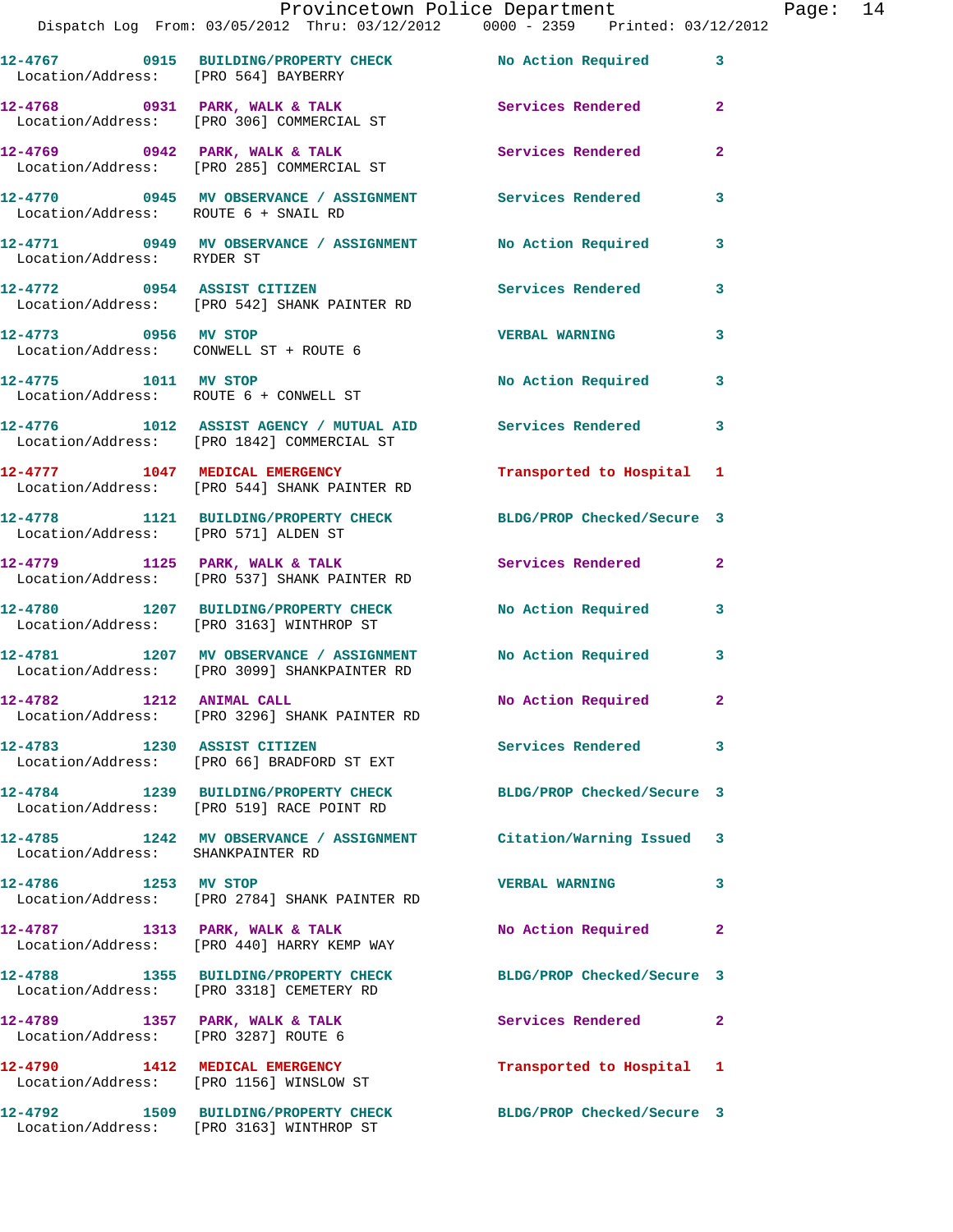| | | | | |
|---|---|---|---|---|
| 12-4767 | 0915 | BUILDING/PROPERTY CHECK | No Action Required | 3 |
| Location/Address: | [PRO 564] BAYBERRY | | | |
| 12-4768 | 0931 | PARK, WALK & TALK | Services Rendered | 2 |
| Location/Address: | [PRO 306] COMMERCIAL ST | | | |
| 12-4769 | 0942 | PARK, WALK & TALK | Services Rendered | 2 |
| Location/Address: | [PRO 285] COMMERCIAL ST | | | |
| 12-4770 | 0945 | MV OBSERVANCE / ASSIGNMENT | Services Rendered | 3 |
| Location/Address: | ROUTE 6 + SNAIL RD | | | |
| 12-4771 | 0949 | MV OBSERVANCE / ASSIGNMENT | No Action Required | 3 |
| Location/Address: | RYDER ST | | | |
| 12-4772 | 0954 | ASSIST CITIZEN | Services Rendered | 3 |
| Location/Address: | [PRO 542] SHANK PAINTER RD | | | |
| 12-4773 | 0956 | MV STOP | VERBAL WARNING | 3 |
| Location/Address: | CONWELL ST + ROUTE 6 | | | |
| 12-4775 | 1011 | MV STOP | No Action Required | 3 |
| Location/Address: | ROUTE 6 + CONWELL ST | | | |
| 12-4776 | 1012 | ASSIST AGENCY / MUTUAL AID | Services Rendered | 3 |
| Location/Address: | [PRO 1842] COMMERCIAL ST | | | |
| 12-4777 | 1047 | MEDICAL EMERGENCY | Transported to Hospital | 1 |
| Location/Address: | [PRO 544] SHANK PAINTER RD | | | |
| 12-4778 | 1121 | BUILDING/PROPERTY CHECK | BLDG/PROP Checked/Secure | 3 |
| Location/Address: | [PRO 571] ALDEN ST | | | |
| 12-4779 | 1125 | PARK, WALK & TALK | Services Rendered | 2 |
| Location/Address: | [PRO 537] SHANK PAINTER RD | | | |
| 12-4780 | 1207 | BUILDING/PROPERTY CHECK | No Action Required | 3 |
| Location/Address: | [PRO 3163] WINTHROP ST | | | |
| 12-4781 | 1207 | MV OBSERVANCE / ASSIGNMENT | No Action Required | 3 |
| Location/Address: | [PRO 3099] SHANKPAINTER RD | | | |
| 12-4782 | 1212 | ANIMAL CALL | No Action Required | 2 |
| Location/Address: | [PRO 3296] SHANK PAINTER RD | | | |
| 12-4783 | 1230 | ASSIST CITIZEN | Services Rendered | 3 |
| Location/Address: | [PRO 66] BRADFORD ST EXT | | | |
| 12-4784 | 1239 | BUILDING/PROPERTY CHECK | BLDG/PROP Checked/Secure | 3 |
| Location/Address: | [PRO 519] RACE POINT RD | | | |
| 12-4785 | 1242 | MV OBSERVANCE / ASSIGNMENT | Citation/Warning Issued | 3 |
| Location/Address: | SHANKPAINTER RD | | | |
| 12-4786 | 1253 | MV STOP | VERBAL WARNING | 3 |
| Location/Address: | [PRO 2784] SHANK PAINTER RD | | | |
| 12-4787 | 1313 | PARK, WALK & TALK | No Action Required | 2 |
| Location/Address: | [PRO 440] HARRY KEMP WAY | | | |
| 12-4788 | 1355 | BUILDING/PROPERTY CHECK | BLDG/PROP Checked/Secure | 3 |
| Location/Address: | [PRO 3318] CEMETERY RD | | | |
| 12-4789 | 1357 | PARK, WALK & TALK | Services Rendered | 2 |
| Location/Address: | [PRO 3287] ROUTE 6 | | | |
| 12-4790 | 1412 | MEDICAL EMERGENCY | Transported to Hospital | 1 |
| Location/Address: | [PRO 1156] WINSLOW ST | | | |
| 12-4792 | 1509 | BUILDING/PROPERTY CHECK | BLDG/PROP Checked/Secure | 3 |
| Location/Address: | [PRO 3163] WINTHROP ST | | | |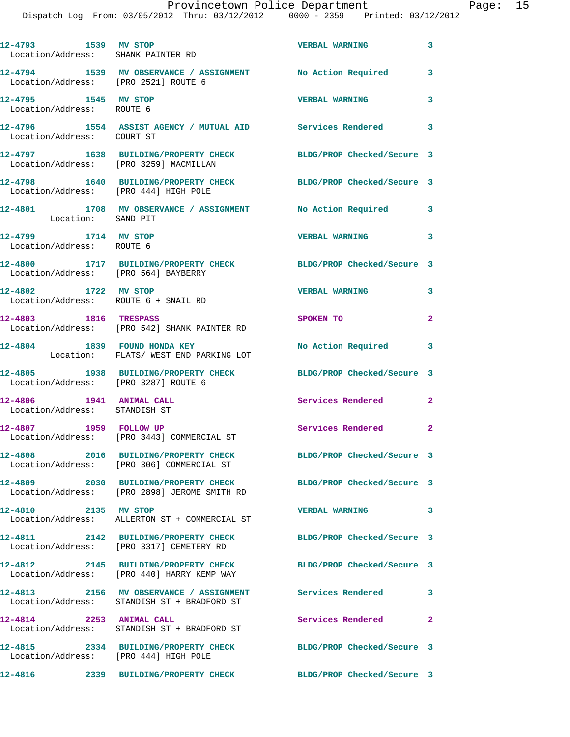| Call Number | Time | Call Reason | Action | Priority |
|---|---|---|---|---|
| 12-4793 | 1539 | MV STOP | VERBAL WARNING | 3 |
| Location/Address: SHANK PAINTER RD | | | | |
| 12-4794 | 1539 | MV OBSERVANCE / ASSIGNMENT | No Action Required | 3 |
| Location/Address: [PRO 2521] ROUTE 6 | | | | |
| 12-4795 | 1545 | MV STOP | VERBAL WARNING | 3 |
| Location/Address: ROUTE 6 | | | | |
| 12-4796 | 1554 | ASSIST AGENCY / MUTUAL AID | Services Rendered | 3 |
| Location/Address: COURT ST | | | | |
| 12-4797 | 1638 | BUILDING/PROPERTY CHECK | BLDG/PROP Checked/Secure | 3 |
| Location/Address: [PRO 3259] MACMILLAN | | | | |
| 12-4798 | 1640 | BUILDING/PROPERTY CHECK | BLDG/PROP Checked/Secure | 3 |
| Location/Address: [PRO 444] HIGH POLE | | | | |
| 12-4801 | 1708 | MV OBSERVANCE / ASSIGNMENT | No Action Required | 3 |
| Location: SAND PIT | | | | |
| 12-4799 | 1714 | MV STOP | VERBAL WARNING | 3 |
| Location/Address: ROUTE 6 | | | | |
| 12-4800 | 1717 | BUILDING/PROPERTY CHECK | BLDG/PROP Checked/Secure | 3 |
| Location/Address: [PRO 564] BAYBERRY | | | | |
| 12-4802 | 1722 | MV STOP | VERBAL WARNING | 3 |
| Location/Address: ROUTE 6 + SNAIL RD | | | | |
| 12-4803 | 1816 | TRESPASS | SPOKEN TO | 2 |
| Location/Address: [PRO 542] SHANK PAINTER RD | | | | |
| 12-4804 | 1839 | FOUND HONDA KEY | No Action Required | 3 |
| Location: FLATS/ WEST END PARKING LOT | | | | |
| 12-4805 | 1938 | BUILDING/PROPERTY CHECK | BLDG/PROP Checked/Secure | 3 |
| Location/Address: [PRO 3287] ROUTE 6 | | | | |
| 12-4806 | 1941 | ANIMAL CALL | Services Rendered | 2 |
| Location/Address: STANDISH ST | | | | |
| 12-4807 | 1959 | FOLLOW UP | Services Rendered | 2 |
| Location/Address: [PRO 3443] COMMERCIAL ST | | | | |
| 12-4808 | 2016 | BUILDING/PROPERTY CHECK | BLDG/PROP Checked/Secure | 3 |
| Location/Address: [PRO 306] COMMERCIAL ST | | | | |
| 12-4809 | 2030 | BUILDING/PROPERTY CHECK | BLDG/PROP Checked/Secure | 3 |
| Location/Address: [PRO 2898] JEROME SMITH RD | | | | |
| 12-4810 | 2135 | MV STOP | VERBAL WARNING | 3 |
| Location/Address: ALLERTON ST + COMMERCIAL ST | | | | |
| 12-4811 | 2142 | BUILDING/PROPERTY CHECK | BLDG/PROP Checked/Secure | 3 |
| Location/Address: [PRO 3317] CEMETERY RD | | | | |
| 12-4812 | 2145 | BUILDING/PROPERTY CHECK | BLDG/PROP Checked/Secure | 3 |
| Location/Address: [PRO 440] HARRY KEMP WAY | | | | |
| 12-4813 | 2156 | MV OBSERVANCE / ASSIGNMENT | Services Rendered | 3 |
| Location/Address: STANDISH ST + BRADFORD ST | | | | |
| 12-4814 | 2253 | ANIMAL CALL | Services Rendered | 2 |
| Location/Address: STANDISH ST + BRADFORD ST | | | | |
| 12-4815 | 2334 | BUILDING/PROPERTY CHECK | BLDG/PROP Checked/Secure | 3 |
| Location/Address: [PRO 444] HIGH POLE | | | | |
| 12-4816 | 2339 | BUILDING/PROPERTY CHECK | BLDG/PROP Checked/Secure | 3 |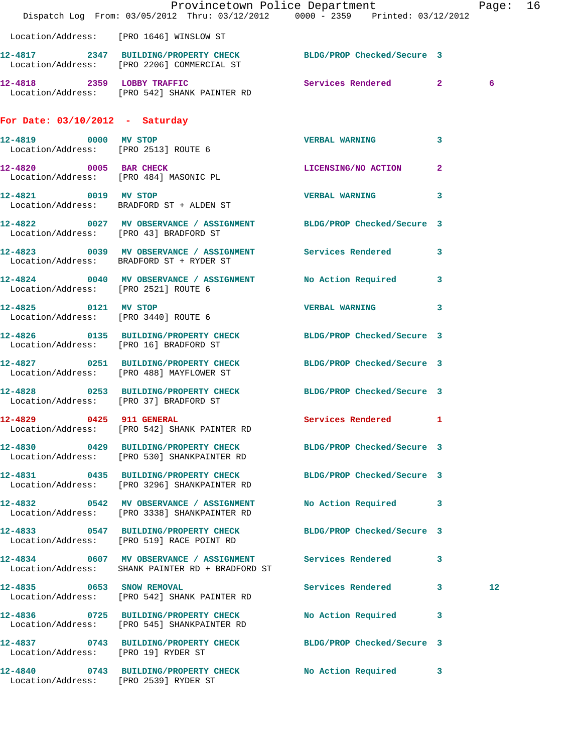Location/Address: [PRO 1646] WINSLOW ST

12-4817 2347 BUILDING/PROPERTY CHECK BLDG/PROP Checked/Secure 3
Location/Address: [PRO 2206] COMMERCIAL ST

12-4818 2359 LOBBY TRAFFIC Services Rendered 2 6
Location/Address: [PRO 542] SHANK PAINTER RD

## For Date: 03/10/2012 - Saturday

12-4819 0000 MV STOP VERBAL WARNING 3
Location/Address: [PRO 2513] ROUTE 6

12-4820 0005 BAR CHECK LICENSING/NO ACTION 2
Location/Address: [PRO 484] MASONIC PL

12-4821 0019 MV STOP VERBAL WARNING 3
Location/Address: BRADFORD ST + ALDEN ST

12-4822 0027 MV OBSERVANCE / ASSIGNMENT BLDG/PROP Checked/Secure 3
Location/Address: [PRO 43] BRADFORD ST

12-4823 0039 MV OBSERVANCE / ASSIGNMENT Services Rendered 3
Location/Address: BRADFORD ST + RYDER ST

12-4824 0040 MV OBSERVANCE / ASSIGNMENT No Action Required 3
Location/Address: [PRO 2521] ROUTE 6

12-4825 0121 MV STOP VERBAL WARNING 3
Location/Address: [PRO 3440] ROUTE 6

12-4826 0135 BUILDING/PROPERTY CHECK BLDG/PROP Checked/Secure 3
Location/Address: [PRO 16] BRADFORD ST

12-4827 0251 BUILDING/PROPERTY CHECK BLDG/PROP Checked/Secure 3
Location/Address: [PRO 488] MAYFLOWER ST

12-4828 0253 BUILDING/PROPERTY CHECK BLDG/PROP Checked/Secure 3
Location/Address: [PRO 37] BRADFORD ST

12-4829 0425 911 GENERAL Services Rendered 1
Location/Address: [PRO 542] SHANK PAINTER RD

12-4830 0429 BUILDING/PROPERTY CHECK BLDG/PROP Checked/Secure 3
Location/Address: [PRO 530] SHANKPAINTER RD

12-4831 0435 BUILDING/PROPERTY CHECK BLDG/PROP Checked/Secure 3
Location/Address: [PRO 3296] SHANKPAINTER RD

12-4832 0542 MV OBSERVANCE / ASSIGNMENT No Action Required 3
Location/Address: [PRO 3338] SHANKPAINTER RD

12-4833 0547 BUILDING/PROPERTY CHECK BLDG/PROP Checked/Secure 3
Location/Address: [PRO 519] RACE POINT RD

12-4834 0607 MV OBSERVANCE / ASSIGNMENT Services Rendered 3
Location/Address: SHANK PAINTER RD + BRADFORD ST

12-4835 0653 SNOW REMOVAL Services Rendered 3 12
Location/Address: [PRO 542] SHANK PAINTER RD

12-4836 0725 BUILDING/PROPERTY CHECK No Action Required 3
Location/Address: [PRO 545] SHANKPAINTER RD

12-4837 0743 BUILDING/PROPERTY CHECK BLDG/PROP Checked/Secure 3
Location/Address: [PRO 19] RYDER ST

12-4840 0743 BUILDING/PROPERTY CHECK No Action Required 3
Location/Address: [PRO 2539] RYDER ST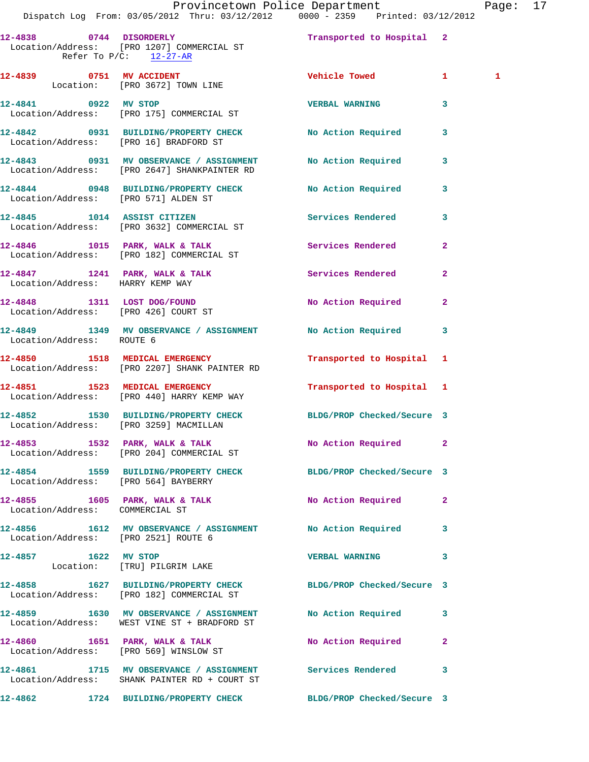12-4838 0744 DISORDERLY Transported to Hospital 2
Location/Address: [PRO 1207] COMMERCIAL ST
Refer To P/C: 12-27-AR

12-4839 0751 MV ACCIDENT Vehicle Towed 1 1
Location: [PRO 3672] TOWN LINE

12-4841 0922 MV STOP VERBAL WARNING 3
Location/Address: [PRO 175] COMMERCIAL ST

12-4842 0931 BUILDING/PROPERTY CHECK No Action Required 3
Location/Address: [PRO 16] BRADFORD ST

12-4843 0931 MV OBSERVANCE / ASSIGNMENT No Action Required 3
Location/Address: [PRO 2647] SHANKPAINTER RD

12-4844 0948 BUILDING/PROPERTY CHECK No Action Required 3
Location/Address: [PRO 571] ALDEN ST

12-4845 1014 ASSIST CITIZEN Services Rendered 3
Location/Address: [PRO 3632] COMMERCIAL ST

12-4846 1015 PARK, WALK & TALK Services Rendered 2
Location/Address: [PRO 182] COMMERCIAL ST

12-4847 1241 PARK, WALK & TALK Services Rendered 2
Location/Address: HARRY KEMP WAY

12-4848 1311 LOST DOG/FOUND No Action Required 2
Location/Address: [PRO 426] COURT ST

12-4849 1349 MV OBSERVANCE / ASSIGNMENT No Action Required 3
Location/Address: ROUTE 6

12-4850 1518 MEDICAL EMERGENCY Transported to Hospital 1
Location/Address: [PRO 2207] SHANK PAINTER RD

12-4851 1523 MEDICAL EMERGENCY Transported to Hospital 1
Location/Address: [PRO 440] HARRY KEMP WAY

12-4852 1530 BUILDING/PROPERTY CHECK BLDG/PROP Checked/Secure 3
Location/Address: [PRO 3259] MACMILLAN

12-4853 1532 PARK, WALK & TALK No Action Required 2
Location/Address: [PRO 204] COMMERCIAL ST

12-4854 1559 BUILDING/PROPERTY CHECK BLDG/PROP Checked/Secure 3
Location/Address: [PRO 564] BAYBERRY

12-4855 1605 PARK, WALK & TALK No Action Required 2
Location/Address: COMMERCIAL ST

12-4856 1612 MV OBSERVANCE / ASSIGNMENT No Action Required 3
Location/Address: [PRO 2521] ROUTE 6

12-4857 1622 MV STOP VERBAL WARNING 3
Location: [TRU] PILGRIM LAKE

12-4858 1627 BUILDING/PROPERTY CHECK BLDG/PROP Checked/Secure 3
Location/Address: [PRO 182] COMMERCIAL ST

12-4859 1630 MV OBSERVANCE / ASSIGNMENT No Action Required 3
Location/Address: WEST VINE ST + BRADFORD ST

12-4860 1651 PARK, WALK & TALK No Action Required 2
Location/Address: [PRO 569] WINSLOW ST

12-4861 1715 MV OBSERVANCE / ASSIGNMENT Services Rendered 3
Location/Address: SHANK PAINTER RD + COURT ST

12-4862 1724 BUILDING/PROPERTY CHECK BLDG/PROP Checked/Secure 3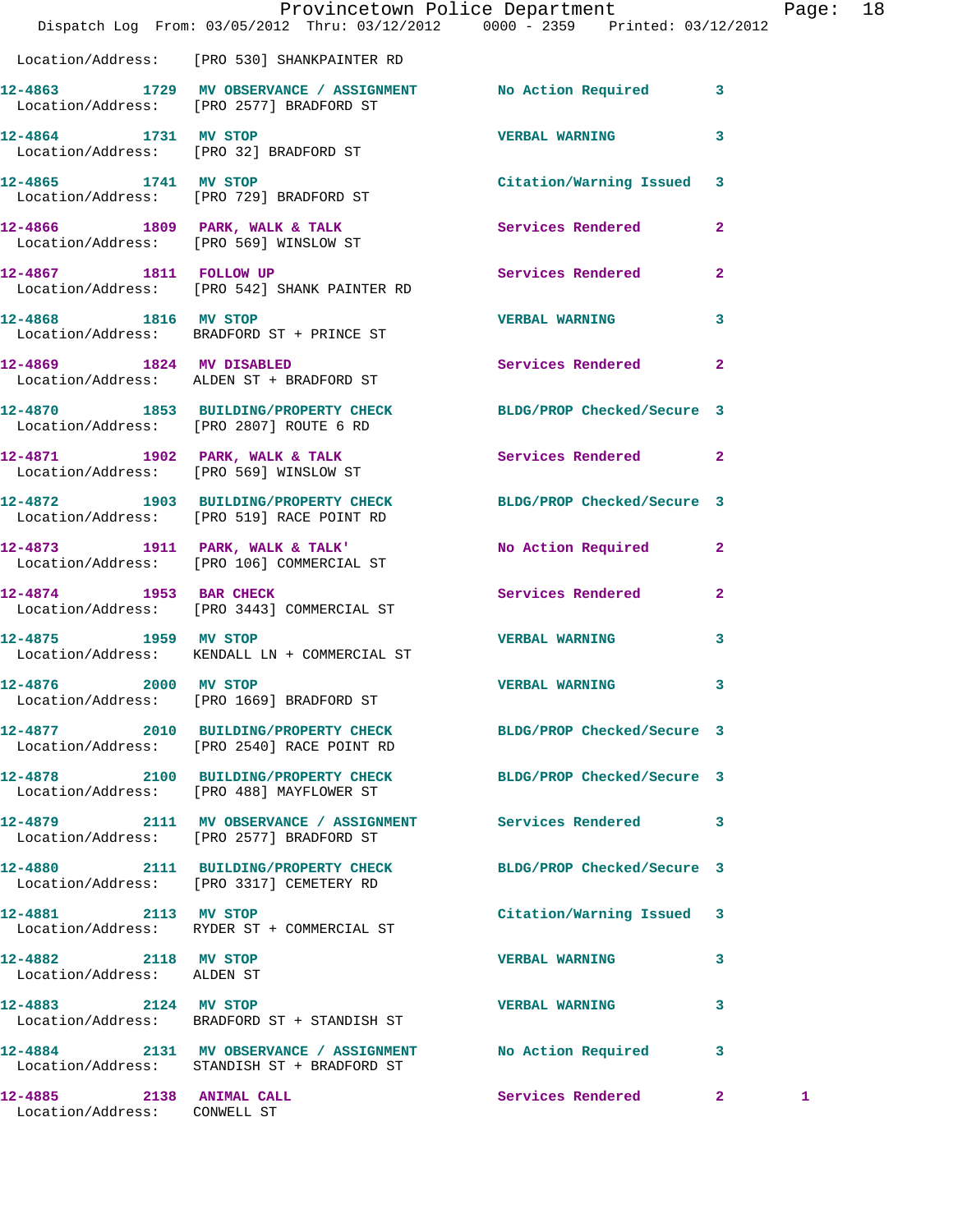Location/Address: [PRO 530] SHANKPAINTER RD

| Call # | Time | Call Reason | Action | Priority | |
|---|---|---|---|---|---|
| 12-4863 | 1729 | MV OBSERVATION / ASSIGNMENT | No Action Required | 3 | |
| | | Location/Address: [PRO 2577] BRADFORD ST | | | |
| 12-4864 | 1731 | MV STOP | VERBAL WARNING | 3 | |
| | | Location/Address: [PRO 32] BRADFORD ST | | | |
| 12-4865 | 1741 | MV STOP | Citation/Warning Issued | 3 | |
| | | Location/Address: [PRO 729] BRADFORD ST | | | |
| 12-4866 | 1809 | PARK, WALK & TALK | Services Rendered | 2 | |
| | | Location/Address: [PRO 569] WINSLOW ST | | | |
| 12-4867 | 1811 | FOLLOW UP | Services Rendered | 2 | |
| | | Location/Address: [PRO 542] SHANK PAINTER RD | | | |
| 12-4868 | 1816 | MV STOP | VERBAL WARNING | 3 | |
| | | Location/Address: BRADFORD ST + PRINCE ST | | | |
| 12-4869 | 1824 | MV DISABLED | Services Rendered | 2 | |
| | | Location/Address: ALDEN ST + BRADFORD ST | | | |
| 12-4870 | 1853 | BUILDING/PROPERTY CHECK | BLDG/PROP Checked/Secure | 3 | |
| | | Location/Address: [PRO 2807] ROUTE 6 RD | | | |
| 12-4871 | 1902 | PARK, WALK & TALK | Services Rendered | 2 | |
| | | Location/Address: [PRO 569] WINSLOW ST | | | |
| 12-4872 | 1903 | BUILDING/PROPERTY CHECK | BLDG/PROP Checked/Secure | 3 | |
| | | Location/Address: [PRO 519] RACE POINT RD | | | |
| 12-4873 | 1911 | PARK, WALK & TALK' | No Action Required | 2 | |
| | | Location/Address: [PRO 106] COMMERCIAL ST | | | |
| 12-4874 | 1953 | BAR CHECK | Services Rendered | 2 | |
| | | Location/Address: [PRO 3443] COMMERCIAL ST | | | |
| 12-4875 | 1959 | MV STOP | VERBAL WARNING | 3 | |
| | | Location/Address: KENDALL LN + COMMERCIAL ST | | | |
| 12-4876 | 2000 | MV STOP | VERBAL WARNING | 3 | |
| | | Location/Address: [PRO 1669] BRADFORD ST | | | |
| 12-4877 | 2010 | BUILDING/PROPERTY CHECK | BLDG/PROP Checked/Secure | 3 | |
| | | Location/Address: [PRO 2540] RACE POINT RD | | | |
| 12-4878 | 2100 | BUILDING/PROPERTY CHECK | BLDG/PROP Checked/Secure | 3 | |
| | | Location/Address: [PRO 488] MAYFLOWER ST | | | |
| 12-4879 | 2111 | MV OBSERVATION / ASSIGNMENT | Services Rendered | 3 | |
| | | Location/Address: [PRO 2577] BRADFORD ST | | | |
| 12-4880 | 2111 | BUILDING/PROPERTY CHECK | BLDG/PROP Checked/Secure | 3 | |
| | | Location/Address: [PRO 3317] CEMETERY RD | | | |
| 12-4881 | 2113 | MV STOP | Citation/Warning Issued | 3 | |
| | | Location/Address: RYDER ST + COMMERCIAL ST | | | |
| 12-4882 | 2118 | MV STOP | VERBAL WARNING | 3 | |
| | | Location/Address: ALDEN ST | | | |
| 12-4883 | 2124 | MV STOP | VERBAL WARNING | 3 | |
| | | Location/Address: BRADFORD ST + STANDISH ST | | | |
| 12-4884 | 2131 | MV OBSERVATION / ASSIGNMENT | No Action Required | 3 | |
| | | Location/Address: STANDISH ST + BRADFORD ST | | | |
| 12-4885 | 2138 | ANIMAL CALL | Services Rendered | 2 | 1 |
| | | Location/Address: CONWELL ST | | | |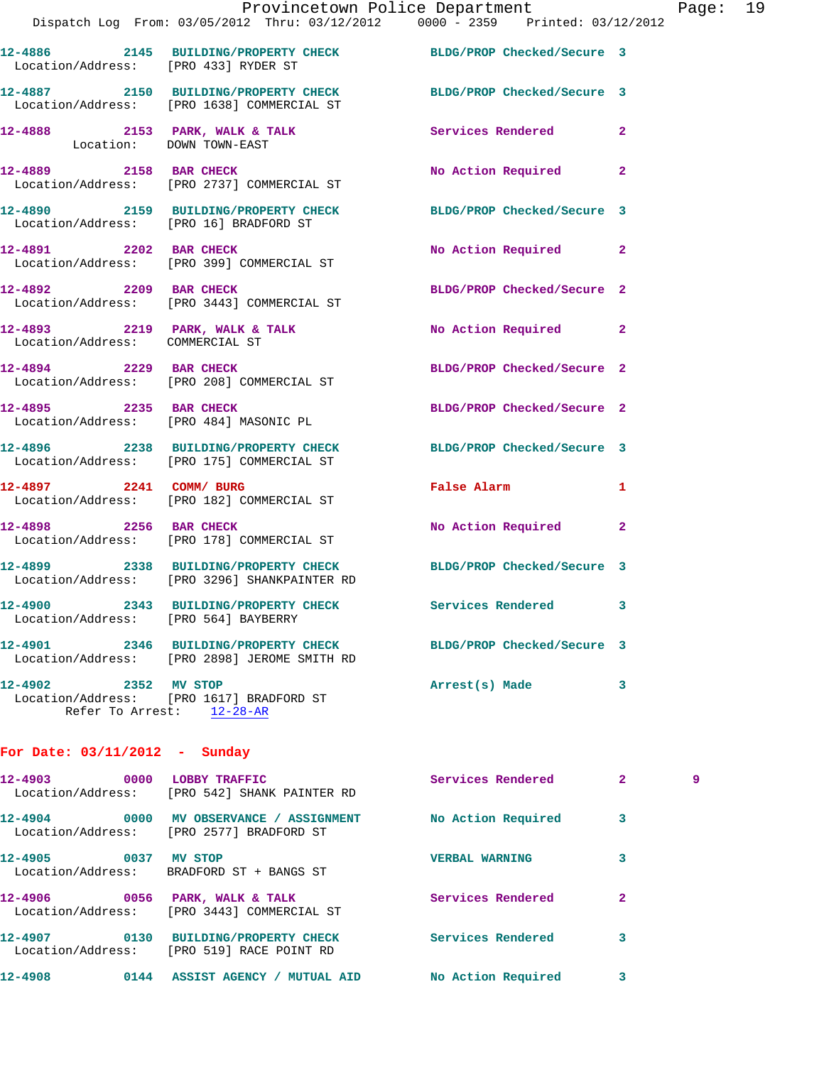12-4886 2145 BUILDING/PROPERTY CHECK BLDG/PROP Checked/Secure 3
Location/Address: [PRO 433] RYDER ST

12-4887 2150 BUILDING/PROPERTY CHECK BLDG/PROP Checked/Secure 3
Location/Address: [PRO 1638] COMMERCIAL ST

12-4888 2153 PARK, WALK & TALK Services Rendered 2
Location: DOWN TOWN-EAST

12-4889 2158 BAR CHECK No Action Required 2
Location/Address: [PRO 2737] COMMERCIAL ST

12-4890 2159 BUILDING/PROPERTY CHECK BLDG/PROP Checked/Secure 3
Location/Address: [PRO 16] BRADFORD ST

12-4891 2202 BAR CHECK No Action Required 2
Location/Address: [PRO 399] COMMERCIAL ST

12-4892 2209 BAR CHECK BLDG/PROP Checked/Secure 2
Location/Address: [PRO 3443] COMMERCIAL ST

12-4893 2219 PARK, WALK & TALK No Action Required 2
Location/Address: COMMERCIAL ST

12-4894 2229 BAR CHECK BLDG/PROP Checked/Secure 2
Location/Address: [PRO 208] COMMERCIAL ST

12-4895 2235 BAR CHECK BLDG/PROP Checked/Secure 2
Location/Address: [PRO 484] MASONIC PL

12-4896 2238 BUILDING/PROPERTY CHECK BLDG/PROP Checked/Secure 3
Location/Address: [PRO 175] COMMERCIAL ST

12-4897 2241 COMM/ BURG False Alarm 1
Location/Address: [PRO 182] COMMERCIAL ST

12-4898 2256 BAR CHECK No Action Required 2
Location/Address: [PRO 178] COMMERCIAL ST

12-4899 2338 BUILDING/PROPERTY CHECK BLDG/PROP Checked/Secure 3
Location/Address: [PRO 3296] SHANKPAINTER RD

12-4900 2343 BUILDING/PROPERTY CHECK Services Rendered 3
Location/Address: [PRO 564] BAYBERRY

12-4901 2346 BUILDING/PROPERTY CHECK BLDG/PROP Checked/Secure 3
Location/Address: [PRO 2898] JEROME SMITH RD

12-4902 2352 MV STOP Arrest(s) Made 3
Location/Address: [PRO 1617] BRADFORD ST
Refer To Arrest: 12-28-AR

## For Date: 03/11/2012 - Sunday

12-4903 0000 LOBBY TRAFFIC Services Rendered 2 9
Location/Address: [PRO 542] SHANK PAINTER RD

12-4904 0000 MV OBSERVANCE / ASSIGNMENT No Action Required 3
Location/Address: [PRO 2577] BRADFORD ST

12-4905 0037 MV STOP VERBAL WARNING 3
Location/Address: BRADFORD ST + BANGS ST

12-4906 0056 PARK, WALK & TALK Services Rendered 2
Location/Address: [PRO 3443] COMMERCIAL ST

12-4907 0130 BUILDING/PROPERTY CHECK Services Rendered 3
Location/Address: [PRO 519] RACE POINT RD

12-4908 0144 ASSIST AGENCY / MUTUAL AID No Action Required 3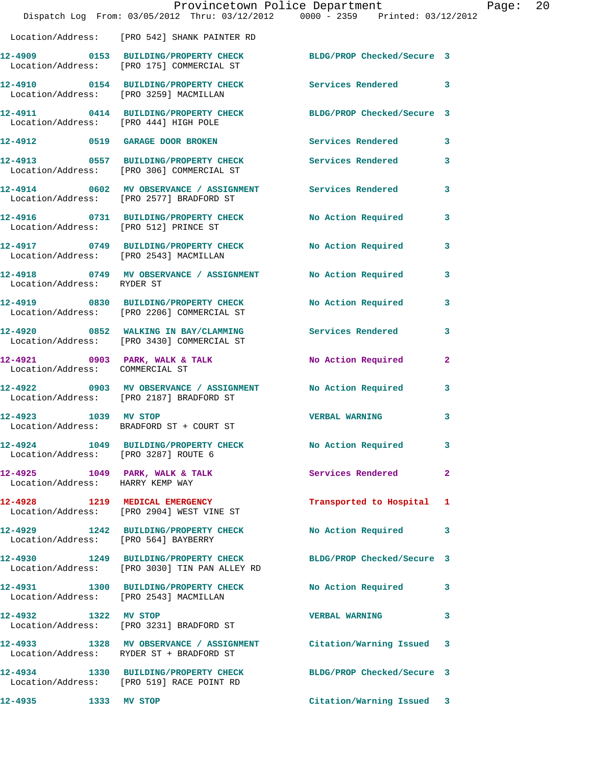Location/Address: [PRO 542] SHANK PAINTER RD

12-4909 0153 BUILDING/PROPERTY CHECK BLDG/PROP Checked/Secure 3
Location/Address: [PRO 175] COMMERCIAL ST

12-4910 0154 BUILDING/PROPERTY CHECK Services Rendered 3
Location/Address: [PRO 3259] MACMILLAN

12-4911 0414 BUILDING/PROPERTY CHECK BLDG/PROP Checked/Secure 3
Location/Address: [PRO 444] HIGH POLE

12-4912 0519 GARAGE DOOR BROKEN Services Rendered 3

12-4913 0557 BUILDING/PROPERTY CHECK Services Rendered 3
Location/Address: [PRO 306] COMMERCIAL ST

12-4914 0602 MV OBSERVATION / ASSIGNMENT Services Rendered 3
Location/Address: [PRO 2577] BRADFORD ST

12-4916 0731 BUILDING/PROPERTY CHECK No Action Required 3
Location/Address: [PRO 512] PRINCE ST

12-4917 0749 BUILDING/PROPERTY CHECK No Action Required 3
Location/Address: [PRO 2543] MACMILLAN

12-4918 0749 MV OBSERVATION / ASSIGNMENT No Action Required 3
Location/Address: RYDER ST

12-4919 0830 BUILDING/PROPERTY CHECK No Action Required 3
Location/Address: [PRO 2206] COMMERCIAL ST

12-4920 0852 WALKING IN BAY/CLAMMING Services Rendered 3
Location/Address: [PRO 3430] COMMERCIAL ST

12-4921 0903 PARK, WALK & TALK No Action Required 2
Location/Address: COMMERCIAL ST

12-4922 0903 MV OBSERVATION / ASSIGNMENT No Action Required 3
Location/Address: [PRO 2187] BRADFORD ST

12-4923 1039 MV STOP VERBAL WARNING 3
Location/Address: BRADFORD ST + COURT ST

12-4924 1049 BUILDING/PROPERTY CHECK No Action Required 3
Location/Address: [PRO 3287] ROUTE 6

12-4925 1049 PARK, WALK & TALK Services Rendered 2
Location/Address: HARRY KEMP WAY

12-4928 1219 MEDICAL EMERGENCY Transported to Hospital 1
Location/Address: [PRO 2904] WEST VINE ST

12-4929 1242 BUILDING/PROPERTY CHECK No Action Required 3
Location/Address: [PRO 564] BAYBERRY

12-4930 1249 BUILDING/PROPERTY CHECK BLDG/PROP Checked/Secure 3
Location/Address: [PRO 3030] TIN PAN ALLEY RD

12-4931 1300 BUILDING/PROPERTY CHECK No Action Required 3
Location/Address: [PRO 2543] MACMILLAN

12-4932 1322 MV STOP VERBAL WARNING 3
Location/Address: [PRO 3231] BRADFORD ST

12-4933 1328 MV OBSERVATION / ASSIGNMENT Citation/Warning Issued 3
Location/Address: RYDER ST + BRADFORD ST

12-4934 1330 BUILDING/PROPERTY CHECK BLDG/PROP Checked/Secure 3
Location/Address: [PRO 519] RACE POINT RD

12-4935 1333 MV STOP Citation/Warning Issued 3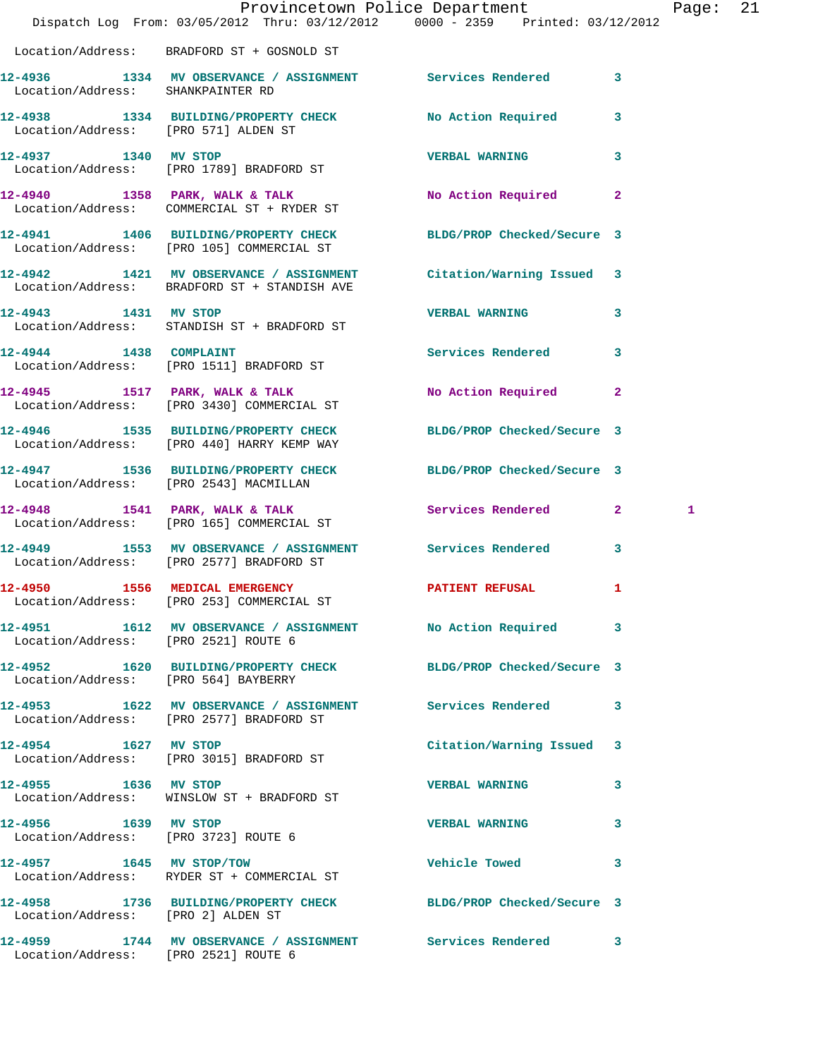Location/Address: BRADFORD ST + GOSNOLD ST

| Call # | Time | Call Reason | Action | Priority | |
|---|---|---|---|---|---|
| 12-4936 | 1334 | MV OBSERVANCE / ASSIGNMENT | Services Rendered | 3 | |
| Location/Address: | | SHANKPAINTER RD | | | |
| 12-4938 | 1334 | BUILDING/PROPERTY CHECK | No Action Required | 3 | |
| Location/Address: | | [PRO 571] ALDEN ST | | | |
| 12-4937 | 1340 | MV STOP | VERBAL WARNING | 3 | |
| Location/Address: | | [PRO 1789] BRADFORD ST | | | |
| 12-4940 | 1358 | PARK, WALK & TALK | No Action Required | 2 | |
| Location/Address: | | COMMERCIAL ST + RYDER ST | | | |
| 12-4941 | 1406 | BUILDING/PROPERTY CHECK | BLDG/PROP Checked/Secure | 3 | |
| Location/Address: | | [PRO 105] COMMERCIAL ST | | | |
| 12-4942 | 1421 | MV OBSERVANCE / ASSIGNMENT | Citation/Warning Issued | 3 | |
| Location/Address: | | BRADFORD ST + STANDISH AVE | | | |
| 12-4943 | 1431 | MV STOP | VERBAL WARNING | 3 | |
| Location/Address: | | STANDISH ST + BRADFORD ST | | | |
| 12-4944 | 1438 | COMPLAINT | Services Rendered | 3 | |
| Location/Address: | | [PRO 1511] BRADFORD ST | | | |
| 12-4945 | 1517 | PARK, WALK & TALK | No Action Required | 2 | |
| Location/Address: | | [PRO 3430] COMMERCIAL ST | | | |
| 12-4946 | 1535 | BUILDING/PROPERTY CHECK | BLDG/PROP Checked/Secure | 3 | |
| Location/Address: | | [PRO 440] HARRY KEMP WAY | | | |
| 12-4947 | 1536 | BUILDING/PROPERTY CHECK | BLDG/PROP Checked/Secure | 3 | |
| Location/Address: | | [PRO 2543] MACMILLAN | | | |
| 12-4948 | 1541 | PARK, WALK & TALK | Services Rendered | 2 | 1 |
| Location/Address: | | [PRO 165] COMMERCIAL ST | | | |
| 12-4949 | 1553 | MV OBSERVANCE / ASSIGNMENT | Services Rendered | 3 | |
| Location/Address: | | [PRO 2577] BRADFORD ST | | | |
| 12-4950 | 1556 | MEDICAL EMERGENCY | PATIENT REFUSAL | 1 | |
| Location/Address: | | [PRO 253] COMMERCIAL ST | | | |
| 12-4951 | 1612 | MV OBSERVANCE / ASSIGNMENT | No Action Required | 3 | |
| Location/Address: | | [PRO 2521] ROUTE 6 | | | |
| 12-4952 | 1620 | BUILDING/PROPERTY CHECK | BLDG/PROP Checked/Secure | 3 | |
| Location/Address: | | [PRO 564] BAYBERRY | | | |
| 12-4953 | 1622 | MV OBSERVANCE / ASSIGNMENT | Services Rendered | 3 | |
| Location/Address: | | [PRO 2577] BRADFORD ST | | | |
| 12-4954 | 1627 | MV STOP | Citation/Warning Issued | 3 | |
| Location/Address: | | [PRO 3015] BRADFORD ST | | | |
| 12-4955 | 1636 | MV STOP | VERBAL WARNING | 3 | |
| Location/Address: | | WINSLOW ST + BRADFORD ST | | | |
| 12-4956 | 1639 | MV STOP | VERBAL WARNING | 3 | |
| Location/Address: | | [PRO 3723] ROUTE 6 | | | |
| 12-4957 | 1645 | MV STOP/TOW | Vehicle Towed | 3 | |
| Location/Address: | | RYDER ST + COMMERCIAL ST | | | |
| 12-4958 | 1736 | BUILDING/PROPERTY CHECK | BLDG/PROP Checked/Secure | 3 | |
| Location/Address: | | [PRO 2] ALDEN ST | | | |
| 12-4959 | 1744 | MV OBSERVANCE / ASSIGNMENT | Services Rendered | 3 | |
| Location/Address: | | [PRO 2521] ROUTE 6 | | | |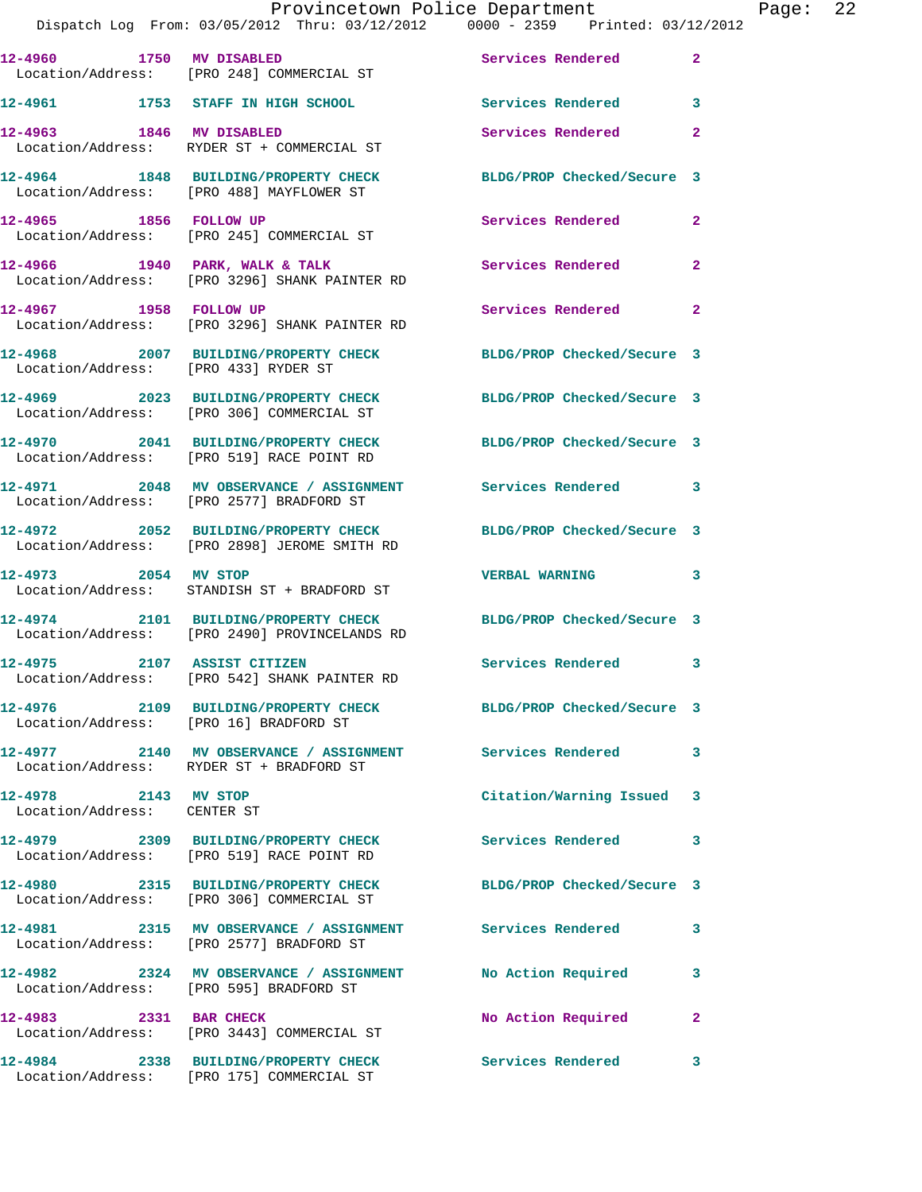12-4960 1750 MV DISABLED Services Rendered 2
Location/Address: [PRO 248] COMMERCIAL ST

12-4961 1753 STAFF IN HIGH SCHOOL Services Rendered 3

12-4963 1846 MV DISABLED Services Rendered 2
Location/Address: RYDER ST + COMMERCIAL ST

12-4964 1848 BUILDING/PROPERTY CHECK BLDG/PROP Checked/Secure 3
Location/Address: [PRO 488] MAYFLOWER ST

12-4965 1856 FOLLOW UP Services Rendered 2
Location/Address: [PRO 245] COMMERCIAL ST

12-4966 1940 PARK, WALK & TALK Services Rendered 2
Location/Address: [PRO 3296] SHANK PAINTER RD

12-4967 1958 FOLLOW UP Services Rendered 2
Location/Address: [PRO 3296] SHANK PAINTER RD

12-4968 2007 BUILDING/PROPERTY CHECK BLDG/PROP Checked/Secure 3
Location/Address: [PRO 433] RYDER ST

12-4969 2023 BUILDING/PROPERTY CHECK BLDG/PROP Checked/Secure 3
Location/Address: [PRO 306] COMMERCIAL ST

12-4970 2041 BUILDING/PROPERTY CHECK BLDG/PROP Checked/Secure 3
Location/Address: [PRO 519] RACE POINT RD

12-4971 2048 MV OBSERVANCE / ASSIGNMENT Services Rendered 3
Location/Address: [PRO 2577] BRADFORD ST

12-4972 2052 BUILDING/PROPERTY CHECK BLDG/PROP Checked/Secure 3
Location/Address: [PRO 2898] JEROME SMITH RD

12-4973 2054 MV STOP VERBAL WARNING 3
Location/Address: STANDISH ST + BRADFORD ST

12-4974 2101 BUILDING/PROPERTY CHECK BLDG/PROP Checked/Secure 3
Location/Address: [PRO 2490] PROVINCELANDS RD

12-4975 2107 ASSIST CITIZEN Services Rendered 3
Location/Address: [PRO 542] SHANK PAINTER RD

12-4976 2109 BUILDING/PROPERTY CHECK BLDG/PROP Checked/Secure 3
Location/Address: [PRO 16] BRADFORD ST

12-4977 2140 MV OBSERVANCE / ASSIGNMENT Services Rendered 3
Location/Address: RYDER ST + BRADFORD ST

12-4978 2143 MV STOP Citation/Warning Issued 3
Location/Address: CENTER ST

12-4979 2309 BUILDING/PROPERTY CHECK Services Rendered 3
Location/Address: [PRO 519] RACE POINT RD

12-4980 2315 BUILDING/PROPERTY CHECK BLDG/PROP Checked/Secure 3
Location/Address: [PRO 306] COMMERCIAL ST

12-4981 2315 MV OBSERVANCE / ASSIGNMENT Services Rendered 3
Location/Address: [PRO 2577] BRADFORD ST

12-4982 2324 MV OBSERVANCE / ASSIGNMENT No Action Required 3
Location/Address: [PRO 595] BRADFORD ST

12-4983 2331 BAR CHECK No Action Required 2
Location/Address: [PRO 3443] COMMERCIAL ST

12-4984 2338 BUILDING/PROPERTY CHECK Services Rendered 3
Location/Address: [PRO 175] COMMERCIAL ST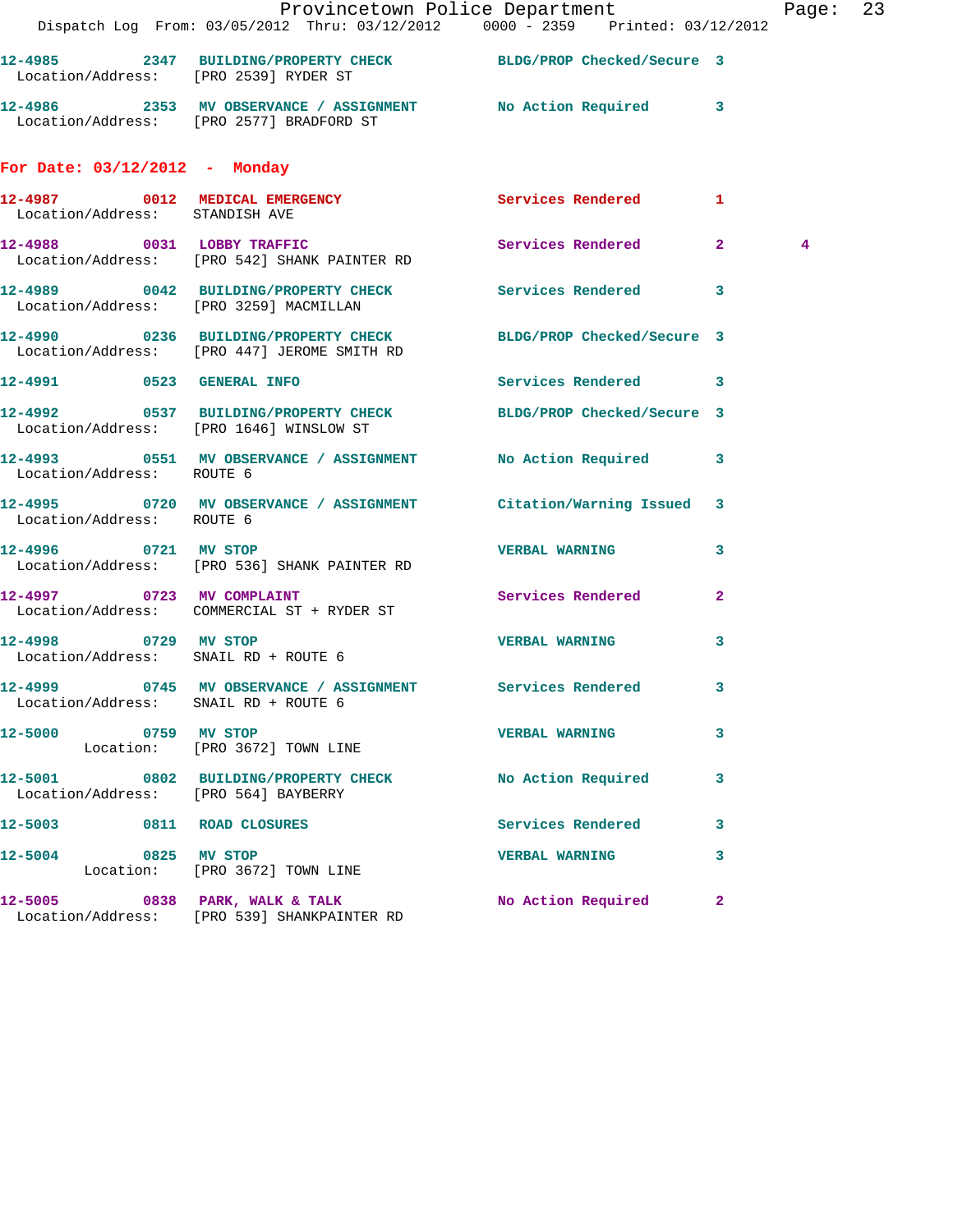| | | | | | |
|---|---|---|---|---|---|
| 12-4985 | 2347 | BUILDING/PROPERTY CHECK | BLDG/PROP Checked/Secure | 3 | |
| Location/Address: | | [PRO 2539] RYDER ST | | | |
| 12-4986 | 2353 | MV OBSERVANCE / ASSIGNMENT | No Action Required | 3 | |
| Location/Address: | | [PRO 2577] BRADFORD ST | | | |

**For Date: 03/12/2012 - Monday**

| | | | | | |
|---|---|---|---|---|---|
| 12-4987 | 0012 | MEDICAL EMERGENCY | Services Rendered | 1 | |
| Location/Address: | | STANDISH AVE | | | |
| 12-4988 | 0031 | LOBBY TRAFFIC | Services Rendered | 2 | 4 |
| Location/Address: | | [PRO 542] SHANK PAINTER RD | | | |
| 12-4989 | 0042 | BUILDING/PROPERTY CHECK | Services Rendered | 3 | |
| Location/Address: | | [PRO 3259] MACMILLAN | | | |
| 12-4990 | 0236 | BUILDING/PROPERTY CHECK | BLDG/PROP Checked/Secure | 3 | |
| Location/Address: | | [PRO 447] JEROME SMITH RD | | | |
| 12-4991 | 0523 | GENERAL INFO | Services Rendered | 3 | |
| 12-4992 | 0537 | BUILDING/PROPERTY CHECK | BLDG/PROP Checked/Secure | 3 | |
| Location/Address: | | [PRO 1646] WINSLOW ST | | | |
| 12-4993 | 0551 | MV OBSERVANCE / ASSIGNMENT | No Action Required | 3 | |
| Location/Address: | | ROUTE 6 | | | |
| 12-4995 | 0720 | MV OBSERVANCE / ASSIGNMENT | Citation/Warning Issued | 3 | |
| Location/Address: | | ROUTE 6 | | | |
| 12-4996 | 0721 | MV STOP | VERBAL WARNING | 3 | |
| Location/Address: | | [PRO 536] SHANK PAINTER RD | | | |
| 12-4997 | 0723 | MV COMPLAINT | Services Rendered | 2 | |
| Location/Address: | | COMMERCIAL ST + RYDER ST | | | |
| 12-4998 | 0729 | MV STOP | VERBAL WARNING | 3 | |
| Location/Address: | | SNAIL RD + ROUTE 6 | | | |
| 12-4999 | 0745 | MV OBSERVANCE / ASSIGNMENT | Services Rendered | 3 | |
| Location/Address: | | SNAIL RD + ROUTE 6 | | | |
| 12-5000 | 0759 | MV STOP | VERBAL WARNING | 3 | |
| Location: | | [PRO 3672] TOWN LINE | | | |
| 12-5001 | 0802 | BUILDING/PROPERTY CHECK | No Action Required | 3 | |
| Location/Address: | | [PRO 564] BAYBERRY | | | |
| 12-5003 | 0811 | ROAD CLOSURES | Services Rendered | 3 | |
| 12-5004 | 0825 | MV STOP | VERBAL WARNING | 3 | |
| Location: | | [PRO 3672] TOWN LINE | | | |
| 12-5005 | 0838 | PARK, WALK & TALK | No Action Required | 2 | |
| Location/Address: | | [PRO 539] SHANKPAINTER RD | | | |